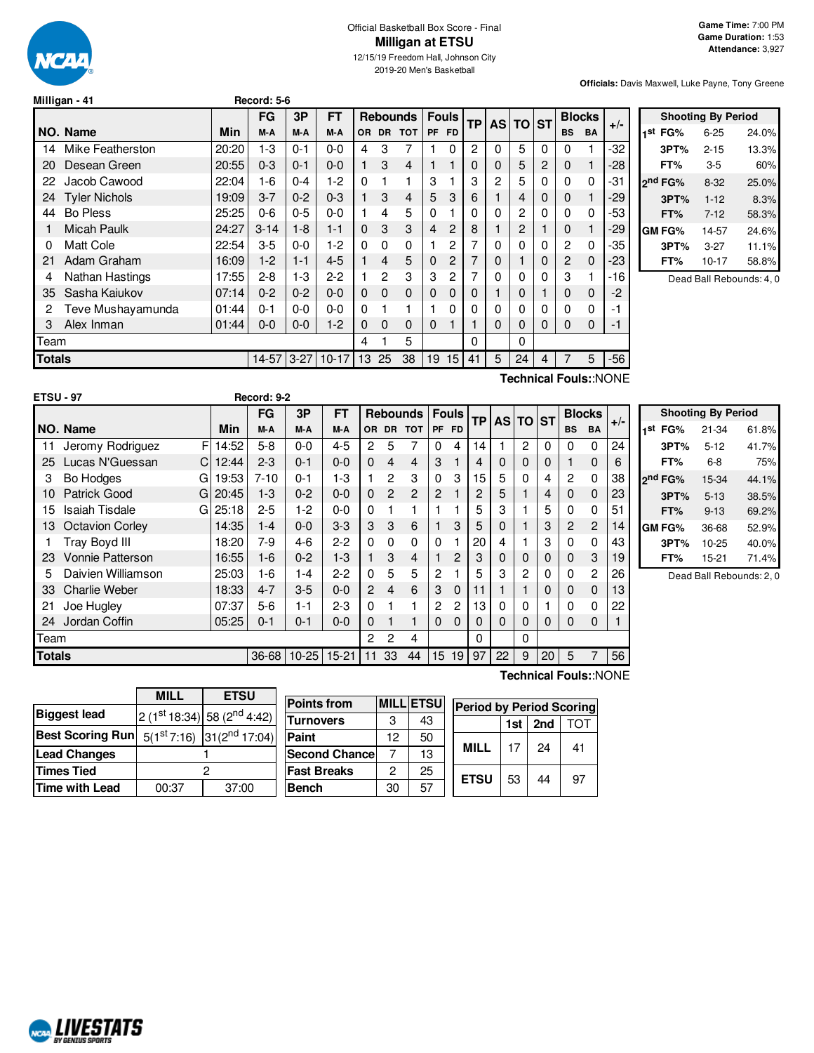Official Basketball Box Score - Final

# Milligan at ETSU

12/15/19 Freedom Hall, Johnson City

2019-20 Men's Basketball

**Game Time:** 7:00 PM
**Game Duration:** 1:53
**Attendance:** 3,927

**Officials:** Davis Maxwell, Luke Payne, Tony Greene

## Milligan - 41 — Record: 5-6

| NO. | Name | Min | FG M-A | 3P M-A | FT M-A | OR | DR | TOT | PF | FD | TP | AS | TO | ST | BS | BA | +/- |
|---|---|---|---|---|---|---|---|---|---|---|---|---|---|---|---|---|---|
| 14 | Mike Featherston | 20:20 | 1-3 | 0-1 | 0-0 | 4 | 3 | 7 | 1 | 0 | 2 | 0 | 5 | 0 | 0 | 1 | -32 |
| 20 | Desean Green | 20:55 | 0-3 | 0-1 | 0-0 | 1 | 3 | 4 | 1 | 1 | 0 | 0 | 5 | 2 | 0 | 1 | -28 |
| 22 | Jacob Cawood | 22:04 | 1-6 | 0-4 | 1-2 | 0 | 1 | 1 | 3 | 1 | 3 | 2 | 5 | 0 | 0 | 0 | -31 |
| 24 | Tyler Nichols | 19:09 | 3-7 | 0-2 | 0-3 | 1 | 3 | 4 | 5 | 3 | 6 | 1 | 4 | 0 | 0 | 1 | -29 |
| 44 | Bo Pless | 25:25 | 0-6 | 0-5 | 0-0 | 1 | 4 | 5 | 0 | 1 | 0 | 0 | 2 | 0 | 0 | 0 | -53 |
| 1 | Micah Paulk | 24:27 | 3-14 | 1-8 | 1-1 | 0 | 3 | 3 | 4 | 2 | 8 | 1 | 2 | 1 | 0 | 1 | -29 |
| 0 | Matt Cole | 22:54 | 3-5 | 0-0 | 1-2 | 0 | 0 | 0 | 1 | 2 | 7 | 0 | 0 | 0 | 2 | 0 | -35 |
| 21 | Adam Graham | 16:09 | 1-2 | 1-1 | 4-5 | 1 | 4 | 5 | 0 | 2 | 7 | 0 | 1 | 0 | 2 | 0 | -23 |
| 4 | Nathan Hastings | 17:55 | 2-8 | 1-3 | 2-2 | 1 | 2 | 3 | 3 | 2 | 7 | 0 | 0 | 0 | 3 | 1 | -16 |
| 35 | Sasha Kaiukov | 07:14 | 0-2 | 0-2 | 0-0 | 0 | 0 | 0 | 0 | 0 | 0 | 1 | 0 | 1 | 0 | 0 | -2 |
| 2 | Teve Mushayamunda | 01:44 | 0-1 | 0-0 | 0-0 | 0 | 1 | 1 | 1 | 0 | 0 | 0 | 0 | 0 | 0 | 0 | -1 |
| 3 | Alex Inman | 01:44 | 0-0 | 0-0 | 1-2 | 0 | 0 | 0 | 0 | 1 | 1 | 0 | 0 | 0 | 0 | 0 | -1 |
| | Team | | | | | 4 | 1 | 5 | | | 0 | | 0 | | | | |
| | **Totals** | | 14-57 | 3-27 | 10-17 | 13 | 25 | 38 | 19 | 15 | 41 | 5 | 24 | 4 | 7 | 5 | -56 |

**Technical Fouls:**:NONE

| Shooting By Period | | |
|---|---|---|
| 1st FG% | 6-25 | 24.0% |
| 3PT% | 2-15 | 13.3% |
| FT% | 3-5 | 60% |
| 2nd FG% | 8-32 | 25.0% |
| 3PT% | 1-12 | 8.3% |
| FT% | 7-12 | 58.3% |
| GM FG% | 14-57 | 24.6% |
| 3PT% | 3-27 | 11.1% |
| FT% | 10-17 | 58.8% |

Dead Ball Rebounds: 4, 0

## ETSU - 97 — Record: 9-2

| NO. | Name | | Min | FG M-A | 3P M-A | FT M-A | OR | DR | TOT | PF | FD | TP | AS | TO | ST | BS | BA | +/- |
|---|---|---|---|---|---|---|---|---|---|---|---|---|---|---|---|---|---|---|
| 11 | Jeromy Rodriguez | F | 14:52 | 5-8 | 0-0 | 4-5 | 2 | 5 | 7 | 0 | 4 | 14 | 1 | 2 | 0 | 0 | 0 | 24 |
| 25 | Lucas N'Guessan | C | 12:44 | 2-3 | 0-1 | 0-0 | 0 | 4 | 4 | 3 | 1 | 4 | 0 | 0 | 0 | 1 | 0 | 6 |
| 3 | Bo Hodges | G | 19:53 | 7-10 | 0-1 | 1-3 | 1 | 2 | 3 | 0 | 3 | 15 | 5 | 0 | 4 | 2 | 0 | 38 |
| 10 | Patrick Good | G | 20:45 | 1-3 | 0-2 | 0-0 | 0 | 2 | 2 | 2 | 1 | 2 | 5 | 1 | 4 | 0 | 0 | 23 |
| 15 | Isaiah Tisdale | G | 25:18 | 2-5 | 1-2 | 0-0 | 0 | 1 | 1 | 1 | 1 | 5 | 3 | 1 | 5 | 0 | 0 | 51 |
| 13 | Octavion Corley | | 14:35 | 1-4 | 0-0 | 3-3 | 3 | 3 | 6 | 1 | 3 | 5 | 0 | 1 | 3 | 2 | 2 | 14 |
| 1 | Tray Boyd III | | 18:20 | 7-9 | 4-6 | 2-2 | 0 | 0 | 0 | 0 | 1 | 20 | 4 | 1 | 3 | 0 | 0 | 43 |
| 23 | Vonnie Patterson | | 16:55 | 1-6 | 0-2 | 1-3 | 1 | 3 | 4 | 1 | 2 | 3 | 0 | 0 | 0 | 0 | 3 | 19 |
| 5 | Daivien Williamson | | 25:03 | 1-6 | 1-4 | 2-2 | 0 | 5 | 5 | 2 | 1 | 5 | 3 | 2 | 0 | 0 | 2 | 26 |
| 33 | Charlie Weber | | 18:33 | 4-7 | 3-5 | 0-0 | 2 | 4 | 6 | 3 | 0 | 11 | 1 | 1 | 0 | 0 | 0 | 13 |
| 21 | Joe Hugley | | 07:37 | 5-6 | 1-1 | 2-3 | 0 | 1 | 1 | 2 | 2 | 13 | 0 | 0 | 1 | 0 | 0 | 22 |
| 24 | Jordan Coffin | | 05:25 | 0-1 | 0-1 | 0-0 | 0 | 1 | 1 | 0 | 0 | 0 | 0 | 0 | 0 | 0 | 0 | 1 |
| | Team | | | | | | 2 | 2 | 4 | | | 0 | | 0 | | | | |
| | **Totals** | | | 36-68 | 10-25 | 15-21 | 11 | 33 | 44 | 15 | 19 | 97 | 22 | 9 | 20 | 5 | 7 | 56 |

**Technical Fouls:**:NONE

| Shooting By Period | | |
|---|---|---|
| 1st FG% | 21-34 | 61.8% |
| 3PT% | 5-12 | 41.7% |
| FT% | 6-8 | 75% |
| 2nd FG% | 15-34 | 44.1% |
| 3PT% | 5-13 | 38.5% |
| FT% | 9-13 | 69.2% |
| GM FG% | 36-68 | 52.9% |
| 3PT% | 10-25 | 40.0% |
| FT% | 15-21 | 71.4% |

Dead Ball Rebounds: 2, 0

| | MILL | ETSU |
|---|---|---|
| Biggest lead | 2 (1st 18:34) | 58 (2nd 4:42) |
| Best Scoring Run | 5(1st 7:16) | 31(2nd 17:04) |
| Lead Changes | 1 | |
| Times Tied | 2 | |
| Time with Lead | 00:37 | 37:00 |

| Points from | MILL | ETSU |
|---|---|---|
| Turnovers | 3 | 43 |
| Paint | 12 | 50 |
| Second Chance | 7 | 13 |
| Fast Breaks | 2 | 25 |
| Bench | 30 | 57 |

| Period by Period Scoring | 1st | 2nd | TOT |
|---|---|---|---|
| MILL | 17 | 24 | 41 |
| ETSU | 53 | 44 | 97 |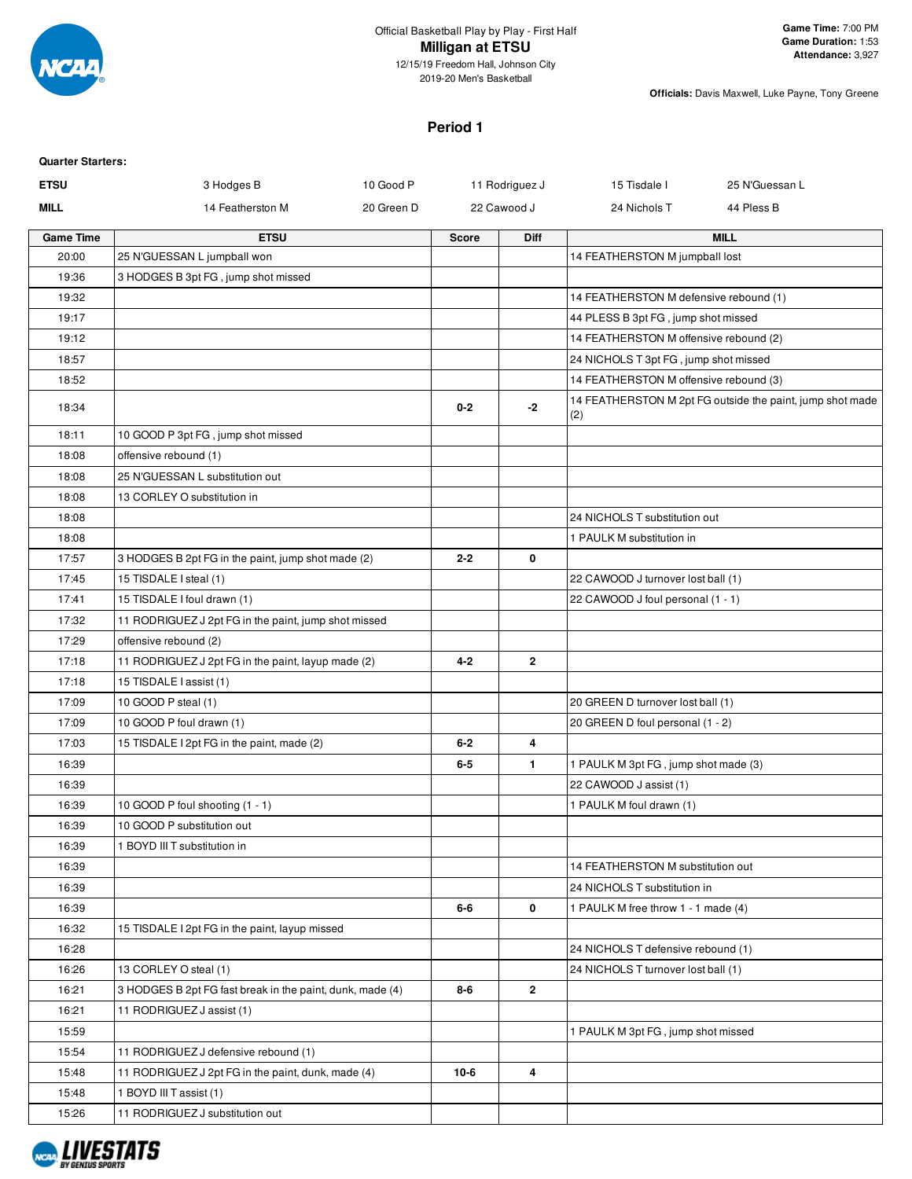Official Basketball Play by Play - First Half

# Milligan at ETSU

12/15/19 Freedom Hall, Johnson City
2019-20 Men's Basketball

**Game Time:** 7:00 PM
**Game Duration:** 1:53
**Attendance:** 3,927

**Officials:** Davis Maxwell, Luke Payne, Tony Greene

## Period 1

**Quarter Starters:**

| | | | | | |
|---|---|---|---|---|---|
| **ETSU** | 3 Hodges B | 10 Good P | 11 Rodriguez J | 15 Tisdale I | 25 N'Guessan L |
| **MILL** | 14 Featherston M | 20 Green D | 22 Cawood J | 24 Nichols T | 44 Pless B |

| Game Time | ETSU | Score | Diff | MILL |
|---|---|---|---|---|
| 20:00 | 25 N'GUESSAN L jumpball won | | | 14 FEATHERSTON M jumpball lost |
| 19:36 | 3 HODGES B 3pt FG , jump shot missed | | | |
| 19:32 | | | | 14 FEATHERSTON M defensive rebound (1) |
| 19:17 | | | | 44 PLESS B 3pt FG , jump shot missed |
| 19:12 | | | | 14 FEATHERSTON M offensive rebound (2) |
| 18:57 | | | | 24 NICHOLS T 3pt FG , jump shot missed |
| 18:52 | | | | 14 FEATHERSTON M offensive rebound (3) |
| 18:34 | | 0-2 | -2 | 14 FEATHERSTON M 2pt FG outside the paint, jump shot made (2) |
| 18:11 | 10 GOOD P 3pt FG , jump shot missed | | | |
| 18:08 | offensive rebound (1) | | | |
| 18:08 | 25 N'GUESSAN L substitution out | | | |
| 18:08 | 13 CORLEY O substitution in | | | |
| 18:08 | | | | 24 NICHOLS T substitution out |
| 18:08 | | | | 1 PAULK M substitution in |
| 17:57 | 3 HODGES B 2pt FG in the paint, jump shot made (2) | 2-2 | 0 | |
| 17:45 | 15 TISDALE I steal (1) | | | 22 CAWOOD J turnover lost ball (1) |
| 17:41 | 15 TISDALE I foul drawn (1) | | | 22 CAWOOD J foul personal (1 - 1) |
| 17:32 | 11 RODRIGUEZ J 2pt FG in the paint, jump shot missed | | | |
| 17:29 | offensive rebound (2) | | | |
| 17:18 | 11 RODRIGUEZ J 2pt FG in the paint, layup made (2) | 4-2 | 2 | |
| 17:18 | 15 TISDALE I assist (1) | | | |
| 17:09 | 10 GOOD P steal (1) | | | 20 GREEN D turnover lost ball (1) |
| 17:09 | 10 GOOD P foul drawn (1) | | | 20 GREEN D foul personal (1 - 2) |
| 17:03 | 15 TISDALE I 2pt FG in the paint, made (2) | 6-2 | 4 | |
| 16:39 | | 6-5 | 1 | 1 PAULK M 3pt FG , jump shot made (3) |
| 16:39 | | | | 22 CAWOOD J assist (1) |
| 16:39 | 10 GOOD P foul shooting (1 - 1) | | | 1 PAULK M foul drawn (1) |
| 16:39 | 10 GOOD P substitution out | | | |
| 16:39 | 1 BOYD III T substitution in | | | |
| 16:39 | | | | 14 FEATHERSTON M substitution out |
| 16:39 | | | | 24 NICHOLS T substitution in |
| 16:39 | | 6-6 | 0 | 1 PAULK M free throw 1 - 1 made (4) |
| 16:32 | 15 TISDALE I 2pt FG in the paint, layup missed | | | |
| 16:28 | | | | 24 NICHOLS T defensive rebound (1) |
| 16:26 | 13 CORLEY O steal (1) | | | 24 NICHOLS T turnover lost ball (1) |
| 16:21 | 3 HODGES B 2pt FG fast break in the paint, dunk, made (4) | 8-6 | 2 | |
| 16:21 | 11 RODRIGUEZ J assist (1) | | | |
| 15:59 | | | | 1 PAULK M 3pt FG , jump shot missed |
| 15:54 | 11 RODRIGUEZ J defensive rebound (1) | | | |
| 15:48 | 11 RODRIGUEZ J 2pt FG in the paint, dunk, made (4) | 10-6 | 4 | |
| 15:48 | 1 BOYD III T assist (1) | | | |
| 15:26 | 11 RODRIGUEZ J substitution out | | | |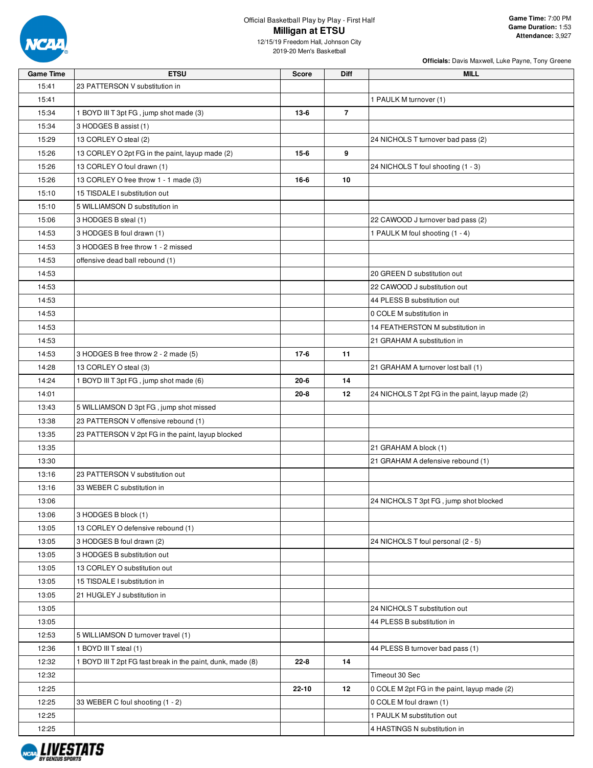Official Basketball Play by Play - First Half

# Milligan at ETSU

12/15/19 Freedom Hall, Johnson City
2019-20 Men's Basketball

**Game Time:** 7:00 PM
**Game Duration:** 1:53
**Attendance:** 3,927

**Officials:** Davis Maxwell, Luke Payne, Tony Greene

| Game Time | ETSU | Score | Diff | MILL |
|---|---|---|---|---|
| 15:41 | 23 PATTERSON V substitution in | | | |
| 15:41 | | | | 1 PAULK M turnover (1) |
| 15:34 | 1 BOYD III T 3pt FG , jump shot made (3) | 13-6 | 7 | |
| 15:34 | 3 HODGES B assist (1) | | | |
| 15:29 | 13 CORLEY O steal (2) | | | 24 NICHOLS T turnover bad pass (2) |
| 15:26 | 13 CORLEY O 2pt FG in the paint, layup made (2) | 15-6 | 9 | |
| 15:26 | 13 CORLEY O foul drawn (1) | | | 24 NICHOLS T foul shooting (1 - 3) |
| 15:26 | 13 CORLEY O free throw 1 - 1 made (3) | 16-6 | 10 | |
| 15:10 | 15 TISDALE I substitution out | | | |
| 15:10 | 5 WILLIAMSON D substitution in | | | |
| 15:06 | 3 HODGES B steal (1) | | | 22 CAWOOD J turnover bad pass (2) |
| 14:53 | 3 HODGES B foul drawn (1) | | | 1 PAULK M foul shooting (1 - 4) |
| 14:53 | 3 HODGES B free throw 1 - 2 missed | | | |
| 14:53 | offensive dead ball rebound (1) | | | |
| 14:53 | | | | 20 GREEN D substitution out |
| 14:53 | | | | 22 CAWOOD J substitution out |
| 14:53 | | | | 44 PLESS B substitution out |
| 14:53 | | | | 0 COLE M substitution in |
| 14:53 | | | | 14 FEATHERSTON M substitution in |
| 14:53 | | | | 21 GRAHAM A substitution in |
| 14:53 | 3 HODGES B free throw 2 - 2 made (5) | 17-6 | 11 | |
| 14:28 | 13 CORLEY O steal (3) | | | 21 GRAHAM A turnover lost ball (1) |
| 14:24 | 1 BOYD III T 3pt FG , jump shot made (6) | 20-6 | 14 | |
| 14:01 | | 20-8 | 12 | 24 NICHOLS T 2pt FG in the paint, layup made (2) |
| 13:43 | 5 WILLIAMSON D 3pt FG , jump shot missed | | | |
| 13:38 | 23 PATTERSON V offensive rebound (1) | | | |
| 13:35 | 23 PATTERSON V 2pt FG in the paint, layup blocked | | | |
| 13:35 | | | | 21 GRAHAM A block (1) |
| 13:30 | | | | 21 GRAHAM A defensive rebound (1) |
| 13:16 | 23 PATTERSON V substitution out | | | |
| 13:16 | 33 WEBER C substitution in | | | |
| 13:06 | | | | 24 NICHOLS T 3pt FG , jump shot blocked |
| 13:06 | 3 HODGES B block (1) | | | |
| 13:05 | 13 CORLEY O defensive rebound (1) | | | |
| 13:05 | 3 HODGES B foul drawn (2) | | | 24 NICHOLS T foul personal (2 - 5) |
| 13:05 | 3 HODGES B substitution out | | | |
| 13:05 | 13 CORLEY O substitution out | | | |
| 13:05 | 15 TISDALE I substitution in | | | |
| 13:05 | 21 HUGLEY J substitution in | | | |
| 13:05 | | | | 24 NICHOLS T substitution out |
| 13:05 | | | | 44 PLESS B substitution in |
| 12:53 | 5 WILLIAMSON D turnover travel (1) | | | |
| 12:36 | 1 BOYD III T steal (1) | | | 44 PLESS B turnover bad pass (1) |
| 12:32 | 1 BOYD III T 2pt FG fast break in the paint, dunk, made (8) | 22-8 | 14 | |
| 12:32 | | | | Timeout 30 Sec |
| 12:25 | | 22-10 | 12 | 0 COLE M 2pt FG in the paint, layup made (2) |
| 12:25 | 33 WEBER C foul shooting (1 - 2) | | | 0 COLE M foul drawn (1) |
| 12:25 | | | | 1 PAULK M substitution out |
| 12:25 | | | | 4 HASTINGS N substitution in |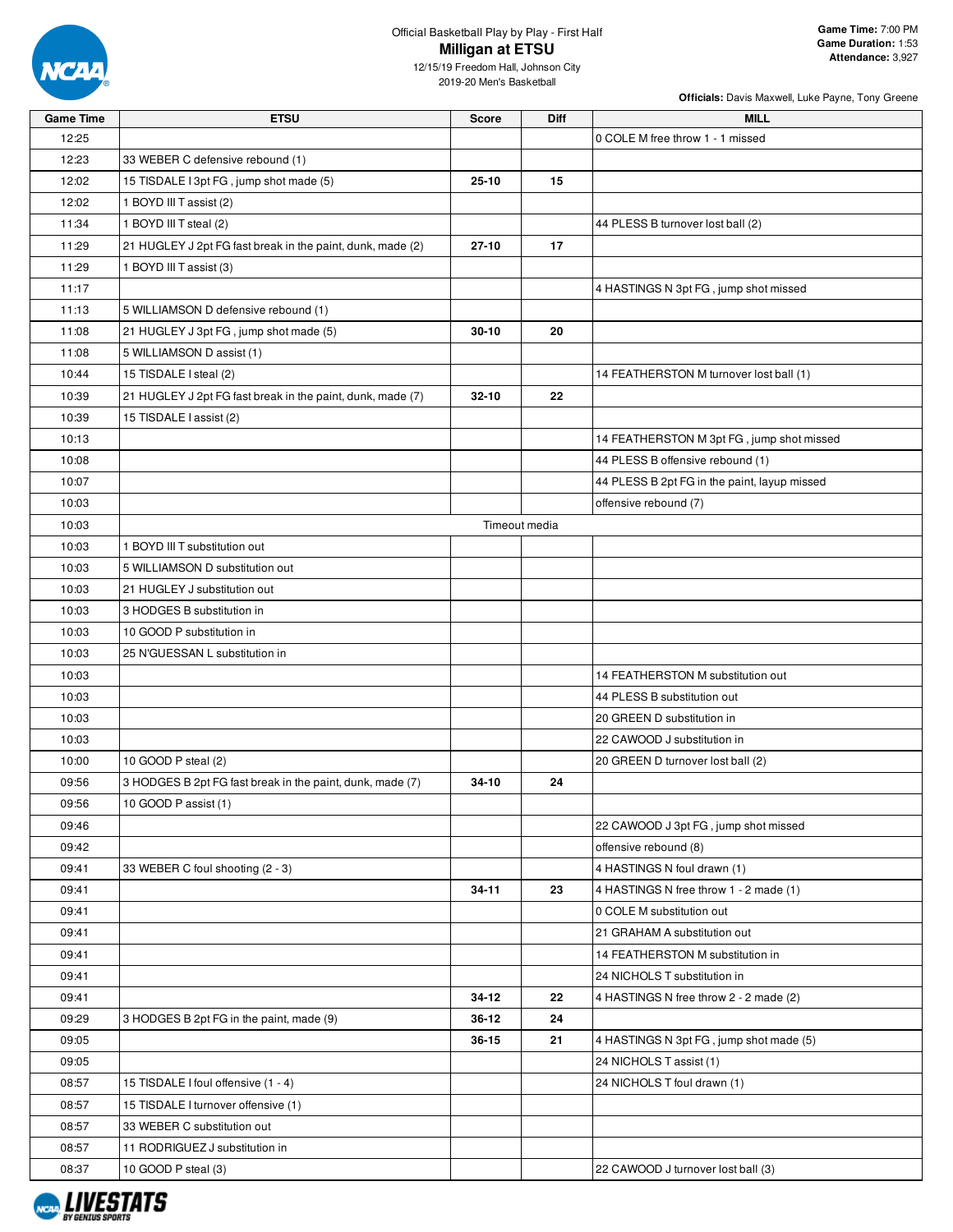Official Basketball Play by Play - First Half

# Milligan at ETSU

12/15/19 Freedom Hall, Johnson City
2019-20 Men's Basketball

**Game Time:** 7:00 PM
**Game Duration:** 1:53
**Attendance:** 3,927

**Officials:** Davis Maxwell, Luke Payne, Tony Greene

| Game Time | ETSU | Score | Diff | MILL |
|---|---|---|---|---|
| 12:25 | | | | 0 COLE M free throw 1 - 1 missed |
| 12:23 | 33 WEBER C defensive rebound (1) | | | |
| 12:02 | 15 TISDALE I 3pt FG , jump shot made (5) | 25-10 | 15 | |
| 12:02 | 1 BOYD III T assist (2) | | | |
| 11:34 | 1 BOYD III T steal (2) | | | 44 PLESS B turnover lost ball (2) |
| 11:29 | 21 HUGLEY J 2pt FG fast break in the paint, dunk, made (2) | 27-10 | 17 | |
| 11:29 | 1 BOYD III T assist (3) | | | |
| 11:17 | | | | 4 HASTINGS N 3pt FG , jump shot missed |
| 11:13 | 5 WILLIAMSON D defensive rebound (1) | | | |
| 11:08 | 21 HUGLEY J 3pt FG , jump shot made (5) | 30-10 | 20 | |
| 11:08 | 5 WILLIAMSON D assist (1) | | | |
| 10:44 | 15 TISDALE I steal (2) | | | 14 FEATHERSTON M turnover lost ball (1) |
| 10:39 | 21 HUGLEY J 2pt FG fast break in the paint, dunk, made (7) | 32-10 | 22 | |
| 10:39 | 15 TISDALE I assist (2) | | | |
| 10:13 | | | | 14 FEATHERSTON M 3pt FG , jump shot missed |
| 10:08 | | | | 44 PLESS B offensive rebound (1) |
| 10:07 | | | | 44 PLESS B 2pt FG in the paint, layup missed |
| 10:03 | | | | offensive rebound (7) |
| 10:03 | Timeout media | | | |
| 10:03 | 1 BOYD III T substitution out | | | |
| 10:03 | 5 WILLIAMSON D substitution out | | | |
| 10:03 | 21 HUGLEY J substitution out | | | |
| 10:03 | 3 HODGES B substitution in | | | |
| 10:03 | 10 GOOD P substitution in | | | |
| 10:03 | 25 N'GUESSAN L substitution in | | | |
| 10:03 | | | | 14 FEATHERSTON M substitution out |
| 10:03 | | | | 44 PLESS B substitution out |
| 10:03 | | | | 20 GREEN D substitution in |
| 10:03 | | | | 22 CAWOOD J substitution in |
| 10:00 | 10 GOOD P steal (2) | | | 20 GREEN D turnover lost ball (2) |
| 09:56 | 3 HODGES B 2pt FG fast break in the paint, dunk, made (7) | 34-10 | 24 | |
| 09:56 | 10 GOOD P assist (1) | | | |
| 09:46 | | | | 22 CAWOOD J 3pt FG , jump shot missed |
| 09:42 | | | | offensive rebound (8) |
| 09:41 | 33 WEBER C foul shooting (2 - 3) | | | 4 HASTINGS N foul drawn (1) |
| 09:41 | | 34-11 | 23 | 4 HASTINGS N free throw 1 - 2 made (1) |
| 09:41 | | | | 0 COLE M substitution out |
| 09:41 | | | | 21 GRAHAM A substitution out |
| 09:41 | | | | 14 FEATHERSTON M substitution in |
| 09:41 | | | | 24 NICHOLS T substitution in |
| 09:41 | | 34-12 | 22 | 4 HASTINGS N free throw 2 - 2 made (2) |
| 09:29 | 3 HODGES B 2pt FG in the paint, made (9) | 36-12 | 24 | |
| 09:05 | | 36-15 | 21 | 4 HASTINGS N 3pt FG , jump shot made (5) |
| 09:05 | | | | 24 NICHOLS T assist (1) |
| 08:57 | 15 TISDALE I foul offensive (1 - 4) | | | 24 NICHOLS T foul drawn (1) |
| 08:57 | 15 TISDALE I turnover offensive (1) | | | |
| 08:57 | 33 WEBER C substitution out | | | |
| 08:57 | 11 RODRIGUEZ J substitution in | | | |
| 08:37 | 10 GOOD P steal (3) | | | 22 CAWOOD J turnover lost ball (3) |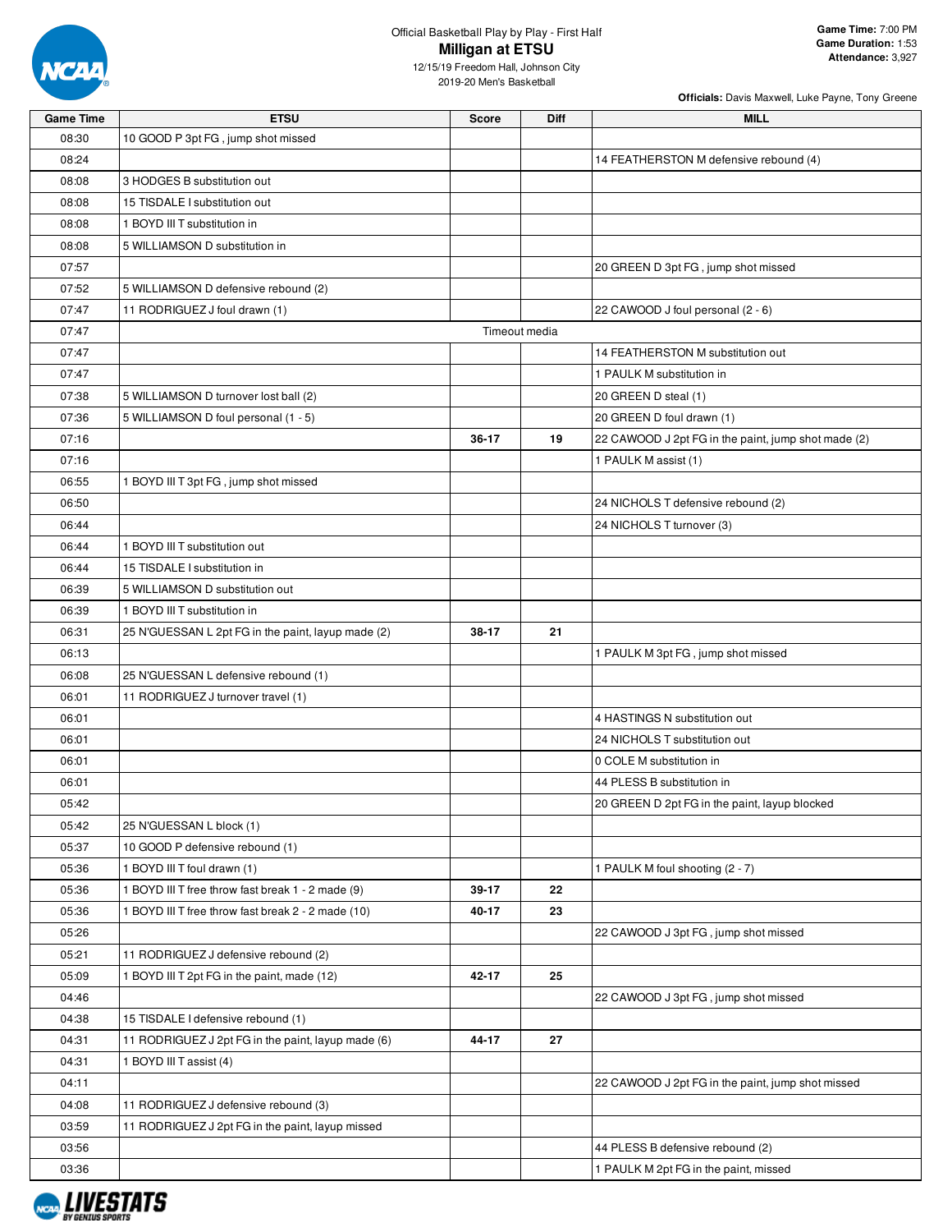Official Basketball Play by Play - First Half

# Milligan at ETSU

12/15/19 Freedom Hall, Johnson City

2019-20 Men's Basketball

**Game Time:** 7:00 PM
**Game Duration:** 1:53
**Attendance:** 3,927

**Officials:** Davis Maxwell, Luke Payne, Tony Greene

| Game Time | ETSU | Score | Diff | MILL |
|---|---|---|---|---|
| 08:30 | 10 GOOD P 3pt FG , jump shot missed | | | |
| 08:24 | | | | 14 FEATHERSTON M defensive rebound (4) |
| 08:08 | 3 HODGES B substitution out | | | |
| 08:08 | 15 TISDALE I substitution out | | | |
| 08:08 | 1 BOYD III T substitution in | | | |
| 08:08 | 5 WILLIAMSON D substitution in | | | |
| 07:57 | | | | 20 GREEN D 3pt FG , jump shot missed |
| 07:52 | 5 WILLIAMSON D defensive rebound (2) | | | |
| 07:47 | 11 RODRIGUEZ J foul drawn (1) | | | 22 CAWOOD J foul personal (2 - 6) |
| 07:47 | | Timeout media | | |
| 07:47 | | | | 14 FEATHERSTON M substitution out |
| 07:47 | | | | 1 PAULK M substitution in |
| 07:38 | 5 WILLIAMSON D turnover lost ball (2) | | | 20 GREEN D steal (1) |
| 07:36 | 5 WILLIAMSON D foul personal (1 - 5) | | | 20 GREEN D foul drawn (1) |
| 07:16 | | 36-17 | 19 | 22 CAWOOD J 2pt FG in the paint, jump shot made (2) |
| 07:16 | | | | 1 PAULK M assist (1) |
| 06:55 | 1 BOYD III T 3pt FG , jump shot missed | | | |
| 06:50 | | | | 24 NICHOLS T defensive rebound (2) |
| 06:44 | | | | 24 NICHOLS T turnover (3) |
| 06:44 | 1 BOYD III T substitution out | | | |
| 06:44 | 15 TISDALE I substitution in | | | |
| 06:39 | 5 WILLIAMSON D substitution out | | | |
| 06:39 | 1 BOYD III T substitution in | | | |
| 06:31 | 25 N'GUESSAN L 2pt FG in the paint, layup made (2) | 38-17 | 21 | |
| 06:13 | | | | 1 PAULK M 3pt FG , jump shot missed |
| 06:08 | 25 N'GUESSAN L defensive rebound (1) | | | |
| 06:01 | 11 RODRIGUEZ J turnover travel (1) | | | |
| 06:01 | | | | 4 HASTINGS N substitution out |
| 06:01 | | | | 24 NICHOLS T substitution out |
| 06:01 | | | | 0 COLE M substitution in |
| 06:01 | | | | 44 PLESS B substitution in |
| 05:42 | | | | 20 GREEN D 2pt FG in the paint, layup blocked |
| 05:42 | 25 N'GUESSAN L block (1) | | | |
| 05:37 | 10 GOOD P defensive rebound (1) | | | |
| 05:36 | 1 BOYD III T foul drawn (1) | | | 1 PAULK M foul shooting (2 - 7) |
| 05:36 | 1 BOYD III T free throw fast break 1 - 2 made (9) | 39-17 | 22 | |
| 05:36 | 1 BOYD III T free throw fast break 2 - 2 made (10) | 40-17 | 23 | |
| 05:26 | | | | 22 CAWOOD J 3pt FG , jump shot missed |
| 05:21 | 11 RODRIGUEZ J defensive rebound (2) | | | |
| 05:09 | 1 BOYD III T 2pt FG in the paint, made (12) | 42-17 | 25 | |
| 04:46 | | | | 22 CAWOOD J 3pt FG , jump shot missed |
| 04:38 | 15 TISDALE I defensive rebound (1) | | | |
| 04:31 | 11 RODRIGUEZ J 2pt FG in the paint, layup made (6) | 44-17 | 27 | |
| 04:31 | 1 BOYD III T assist (4) | | | |
| 04:11 | | | | 22 CAWOOD J 2pt FG in the paint, jump shot missed |
| 04:08 | 11 RODRIGUEZ J defensive rebound (3) | | | |
| 03:59 | 11 RODRIGUEZ J 2pt FG in the paint, layup missed | | | |
| 03:56 | | | | 44 PLESS B defensive rebound (2) |
| 03:36 | | | | 1 PAULK M 2pt FG in the paint, missed |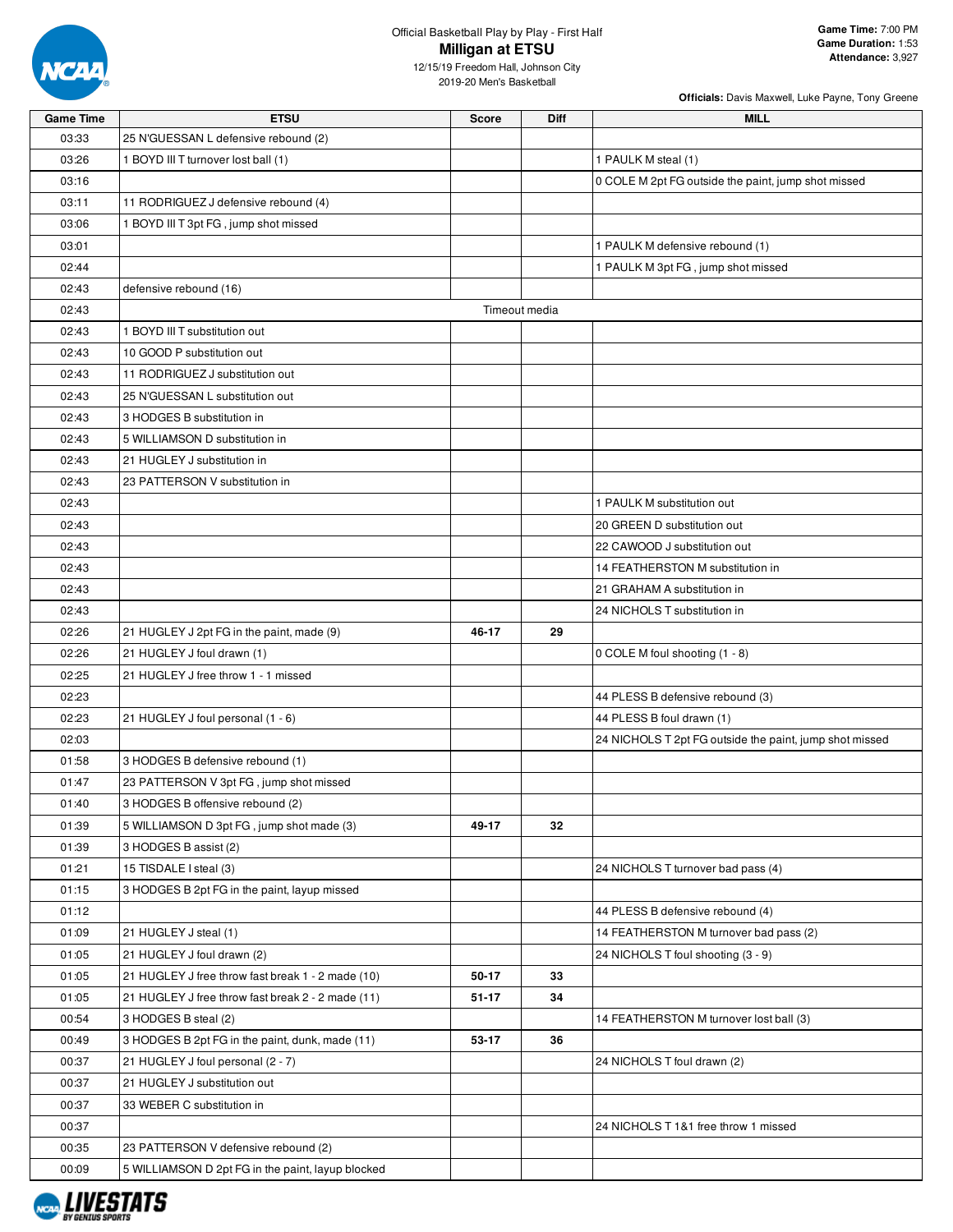Official Basketball Play by Play - First Half

# Milligan at ETSU

12/15/19 Freedom Hall, Johnson City
2019-20 Men's Basketball

**Game Time:** 7:00 PM
**Game Duration:** 1:53
**Attendance:** 3,927

**Officials:** Davis Maxwell, Luke Payne, Tony Greene

| Game Time | ETSU | Score | Diff | MILL |
|---|---|---|---|---|
| 03:33 | 25 N'GUESSAN L defensive rebound (2) | | | |
| 03:26 | 1 BOYD III T turnover lost ball (1) | | | 1 PAULK M steal (1) |
| 03:16 | | | | 0 COLE M 2pt FG outside the paint, jump shot missed |
| 03:11 | 11 RODRIGUEZ J defensive rebound (4) | | | |
| 03:06 | 1 BOYD III T 3pt FG , jump shot missed | | | |
| 03:01 | | | | 1 PAULK M defensive rebound (1) |
| 02:44 | | | | 1 PAULK M 3pt FG , jump shot missed |
| 02:43 | defensive rebound (16) | | | |
| 02:43 | Timeout media | | | |
| 02:43 | 1 BOYD III T substitution out | | | |
| 02:43 | 10 GOOD P substitution out | | | |
| 02:43 | 11 RODRIGUEZ J substitution out | | | |
| 02:43 | 25 N'GUESSAN L substitution out | | | |
| 02:43 | 3 HODGES B substitution in | | | |
| 02:43 | 5 WILLIAMSON D substitution in | | | |
| 02:43 | 21 HUGLEY J substitution in | | | |
| 02:43 | 23 PATTERSON V substitution in | | | |
| 02:43 | | | | 1 PAULK M substitution out |
| 02:43 | | | | 20 GREEN D substitution out |
| 02:43 | | | | 22 CAWOOD J substitution out |
| 02:43 | | | | 14 FEATHERSTON M substitution in |
| 02:43 | | | | 21 GRAHAM A substitution in |
| 02:43 | | | | 24 NICHOLS T substitution in |
| 02:26 | 21 HUGLEY J 2pt FG in the paint, made (9) | 46-17 | 29 | |
| 02:26 | 21 HUGLEY J foul drawn (1) | | | 0 COLE M foul shooting (1 - 8) |
| 02:25 | 21 HUGLEY J free throw 1 - 1 missed | | | |
| 02:23 | | | | 44 PLESS B defensive rebound (3) |
| 02:23 | 21 HUGLEY J foul personal (1 - 6) | | | 44 PLESS B foul drawn (1) |
| 02:03 | | | | 24 NICHOLS T 2pt FG outside the paint, jump shot missed |
| 01:58 | 3 HODGES B defensive rebound (1) | | | |
| 01:47 | 23 PATTERSON V 3pt FG , jump shot missed | | | |
| 01:40 | 3 HODGES B offensive rebound (2) | | | |
| 01:39 | 5 WILLIAMSON D 3pt FG , jump shot made (3) | 49-17 | 32 | |
| 01:39 | 3 HODGES B assist (2) | | | |
| 01:21 | 15 TISDALE I steal (3) | | | 24 NICHOLS T turnover bad pass (4) |
| 01:15 | 3 HODGES B 2pt FG in the paint, layup missed | | | |
| 01:12 | | | | 44 PLESS B defensive rebound (4) |
| 01:09 | 21 HUGLEY J steal (1) | | | 14 FEATHERSTON M turnover bad pass (2) |
| 01:05 | 21 HUGLEY J foul drawn (2) | | | 24 NICHOLS T foul shooting (3 - 9) |
| 01:05 | 21 HUGLEY J free throw fast break 1 - 2 made (10) | 50-17 | 33 | |
| 01:05 | 21 HUGLEY J free throw fast break 2 - 2 made (11) | 51-17 | 34 | |
| 00:54 | 3 HODGES B steal (2) | | | 14 FEATHERSTON M turnover lost ball (3) |
| 00:49 | 3 HODGES B 2pt FG in the paint, dunk, made (11) | 53-17 | 36 | |
| 00:37 | 21 HUGLEY J foul personal (2 - 7) | | | 24 NICHOLS T foul drawn (2) |
| 00:37 | 21 HUGLEY J substitution out | | | |
| 00:37 | 33 WEBER C substitution in | | | |
| 00:37 | | | | 24 NICHOLS T 1&1 free throw 1 missed |
| 00:35 | 23 PATTERSON V defensive rebound (2) | | | |
| 00:09 | 5 WILLIAMSON D 2pt FG in the paint, layup blocked | | | |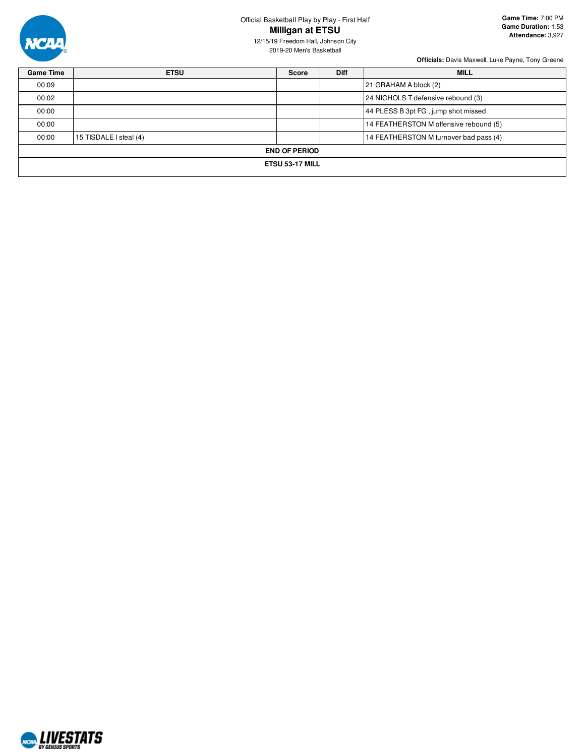Official Basketball Play by Play - First Half

# Milligan at ETSU

12/15/19 Freedom Hall, Johnson City
2019-20 Men's Basketball

**Game Time:** 7:00 PM
**Game Duration:** 1:53
**Attendance:** 3,927

**Officials:** Davis Maxwell, Luke Payne, Tony Greene

| Game Time | ETSU | Score | Diff | MILL |
|---|---|---|---|---|
| 00:09 | | | | 21 GRAHAM A block (2) |
| 00:02 | | | | 24 NICHOLS T defensive rebound (3) |
| 00:00 | | | | 44 PLESS B 3pt FG , jump shot missed |
| 00:00 | | | | 14 FEATHERSTON M offensive rebound (5) |
| 00:00 | 15 TISDALE I steal (4) | | | 14 FEATHERSTON M turnover bad pass (4) |
| **END OF PERIOD** | | | | |
| **ETSU 53-17 MILL** | | | | |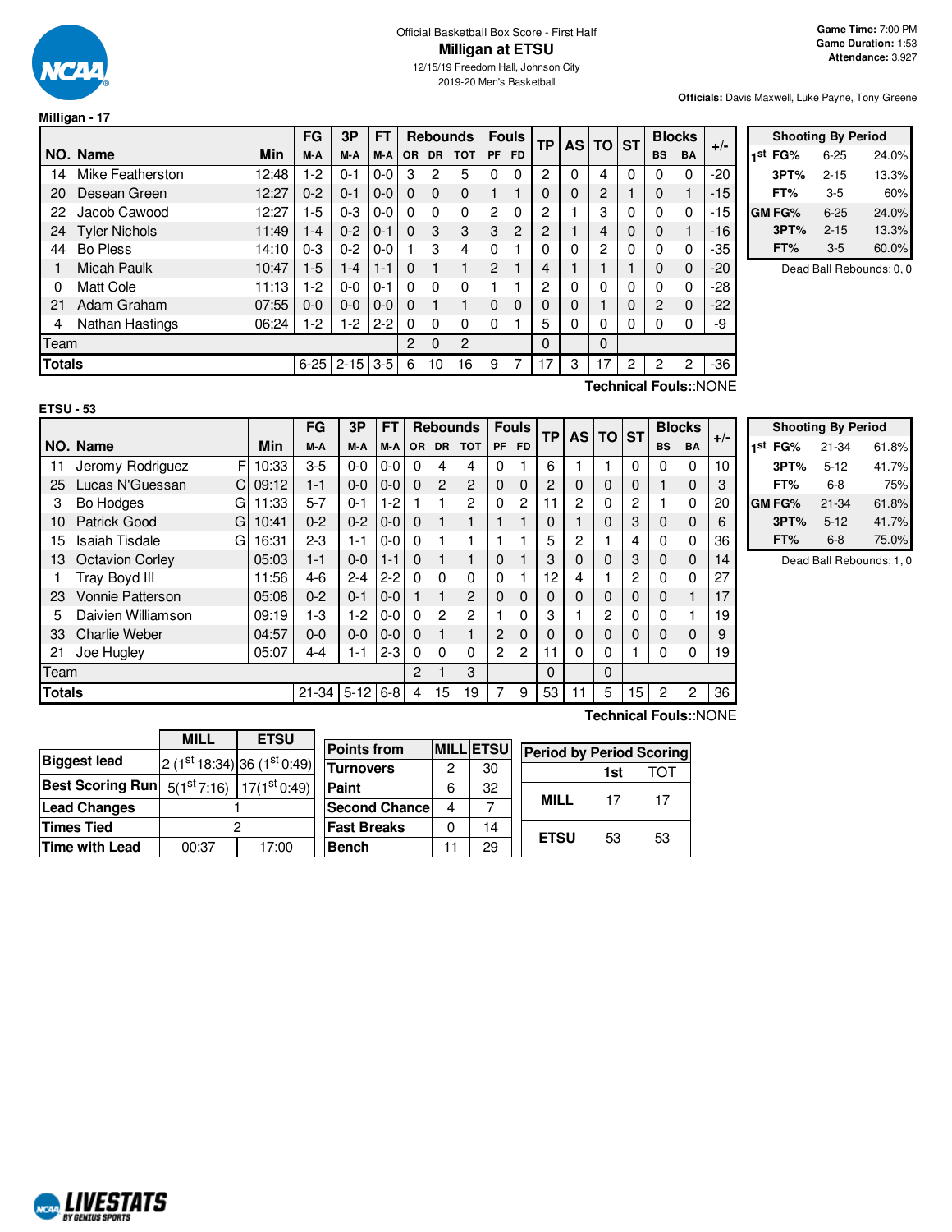Official Basketball Box Score - First Half

# Milligan at ETSU

12/15/19 Freedom Hall, Johnson City

2019-20 Men's Basketball

**Game Time:** 7:00 PM
**Game Duration:** 1:53
**Attendance:** 3,927

**Officials:** Davis Maxwell, Luke Payne, Tony Greene

## Milligan - 17

| NO. | Name | Min | FG M-A | 3P M-A | FT M-A | OR | DR | TOT | PF | FD | TP | AS | TO | ST | BS | BA | +/- |
|---|---|---|---|---|---|---|---|---|---|---|---|---|---|---|---|---|---|
| 14 | Mike Featherston | 12:48 | 1-2 | 0-1 | 0-0 | 3 | 2 | 5 | 0 | 0 | 2 | 0 | 4 | 0 | 0 | 0 | -20 |
| 20 | Desean Green | 12:27 | 0-2 | 0-1 | 0-0 | 0 | 0 | 0 | 1 | 1 | 0 | 0 | 2 | 1 | 0 | 1 | -15 |
| 22 | Jacob Cawood | 12:27 | 1-5 | 0-3 | 0-0 | 0 | 0 | 0 | 2 | 0 | 2 | 1 | 3 | 0 | 0 | 0 | -15 |
| 24 | Tyler Nichols | 11:49 | 1-4 | 0-2 | 0-1 | 0 | 3 | 3 | 3 | 2 | 2 | 1 | 4 | 0 | 0 | 1 | -16 |
| 44 | Bo Pless | 14:10 | 0-3 | 0-2 | 0-0 | 1 | 3 | 4 | 0 | 1 | 0 | 0 | 2 | 0 | 0 | 0 | -35 |
| 1 | Micah Paulk | 10:47 | 1-5 | 1-4 | 1-1 | 0 | 1 | 1 | 2 | 1 | 4 | 1 | 1 | 1 | 0 | 0 | -20 |
| 0 | Matt Cole | 11:13 | 1-2 | 0-0 | 0-1 | 0 | 0 | 0 | 1 | 1 | 2 | 0 | 0 | 0 | 0 | 0 | -28 |
| 21 | Adam Graham | 07:55 | 0-0 | 0-0 | 0-0 | 0 | 1 | 1 | 0 | 0 | 0 | 0 | 1 | 0 | 2 | 0 | -22 |
| 4 | Nathan Hastings | 06:24 | 1-2 | 1-2 | 2-2 | 0 | 0 | 0 | 0 | 1 | 5 | 0 | 0 | 0 | 0 | 0 | -9 |
| | Team | | | | | 2 | 0 | 2 | | | 0 | | 0 | | | | |
| | **Totals** | | 6-25 | 2-15 | 3-5 | 6 | 10 | 16 | 9 | 7 | 17 | 3 | 17 | 2 | 2 | 2 | -36 |

**Technical Fouls:**:NONE

| Shooting By Period | | |
|---|---|---|
| 1st FG% | 6-25 | 24.0% |
| 3PT% | 2-15 | 13.3% |
| FT% | 3-5 | 60% |
| GM FG% | 6-25 | 24.0% |
| 3PT% | 2-15 | 13.3% |
| FT% | 3-5 | 60.0% |

Dead Ball Rebounds: 0, 0

## ETSU - 53

| NO. | Name | | Min | FG M-A | 3P M-A | FT M-A | OR | DR | TOT | PF | FD | TP | AS | TO | ST | BS | BA | +/- |
|---|---|---|---|---|---|---|---|---|---|---|---|---|---|---|---|---|---|---|
| 11 | Jeromy Rodriguez | F | 10:33 | 3-5 | 0-0 | 0-0 | 0 | 4 | 4 | 0 | 1 | 6 | 1 | 1 | 0 | 0 | 0 | 10 |
| 25 | Lucas N'Guessan | C | 09:12 | 1-1 | 0-0 | 0-0 | 0 | 2 | 2 | 0 | 0 | 2 | 0 | 0 | 0 | 1 | 0 | 3 |
| 3 | Bo Hodges | G | 11:33 | 5-7 | 0-1 | 1-2 | 1 | 1 | 2 | 0 | 2 | 11 | 2 | 0 | 2 | 1 | 0 | 20 |
| 10 | Patrick Good | G | 10:41 | 0-2 | 0-2 | 0-0 | 0 | 1 | 1 | 1 | 1 | 0 | 1 | 0 | 3 | 0 | 0 | 6 |
| 15 | Isaiah Tisdale | G | 16:31 | 2-3 | 1-1 | 0-0 | 0 | 1 | 1 | 1 | 1 | 5 | 2 | 1 | 4 | 0 | 0 | 36 |
| 13 | Octavion Corley | | 05:03 | 1-1 | 0-0 | 1-1 | 0 | 1 | 1 | 0 | 1 | 3 | 0 | 0 | 3 | 0 | 0 | 14 |
| 1 | Tray Boyd III | | 11:56 | 4-6 | 2-4 | 2-2 | 0 | 0 | 0 | 0 | 1 | 12 | 4 | 1 | 2 | 0 | 0 | 27 |
| 23 | Vonnie Patterson | | 05:08 | 0-2 | 0-1 | 0-0 | 1 | 1 | 2 | 0 | 0 | 0 | 0 | 0 | 0 | 0 | 1 | 17 |
| 5 | Daivien Williamson | | 09:19 | 1-3 | 1-2 | 0-0 | 0 | 2 | 2 | 1 | 0 | 3 | 1 | 2 | 0 | 0 | 1 | 19 |
| 33 | Charlie Weber | | 04:57 | 0-0 | 0-0 | 0-0 | 0 | 1 | 1 | 2 | 0 | 0 | 0 | 0 | 0 | 0 | 0 | 9 |
| 21 | Joe Hugley | | 05:07 | 4-4 | 1-1 | 2-3 | 0 | 0 | 0 | 2 | 2 | 11 | 0 | 0 | 1 | 0 | 0 | 19 |
| | Team | | | | | | 2 | 1 | 3 | | | 0 | | 0 | | | | |
| | **Totals** | | | 21-34 | 5-12 | 6-8 | 4 | 15 | 19 | 7 | 9 | 53 | 11 | 5 | 15 | 2 | 2 | 36 |

**Technical Fouls:**:NONE

| Shooting By Period | | |
|---|---|---|
| 1st FG% | 21-34 | 61.8% |
| 3PT% | 5-12 | 41.7% |
| FT% | 6-8 | 75% |
| GM FG% | 21-34 | 61.8% |
| 3PT% | 5-12 | 41.7% |
| FT% | 6-8 | 75.0% |

Dead Ball Rebounds: 1, 0

| | MILL | ETSU |
|---|---|---|
| **Biggest lead** | 2 (1st 18:34) | 36 (1st 0:49) |
| **Best Scoring Run** | 5(1st 7:16) | 17(1st 0:49) |
| **Lead Changes** | 1 | |
| **Times Tied** | 2 | |
| **Time with Lead** | 00:37 | 17:00 |

| Points from | MILL | ETSU |
|---|---|---|
| Turnovers | 2 | 30 |
| Paint | 6 | 32 |
| Second Chance | 4 | 7 |
| Fast Breaks | 0 | 14 |
| Bench | 11 | 29 |

| Period by Period Scoring | 1st | TOT |
|---|---|---|
| MILL | 17 | 17 |
| ETSU | 53 | 53 |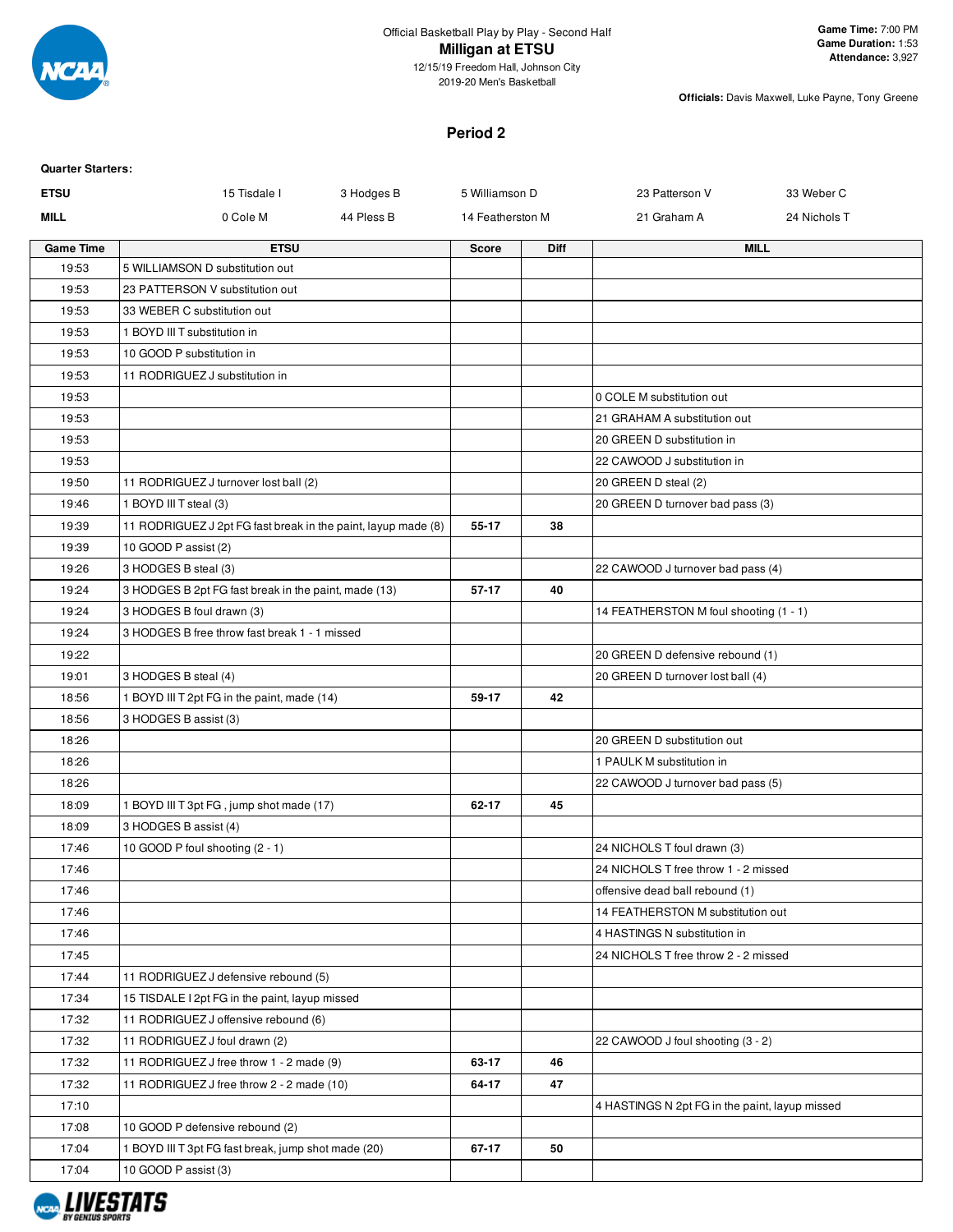Official Basketball Play by Play - Second Half

**Milligan at ETSU**

12/15/19 Freedom Hall, Johnson City

2019-20 Men's Basketball

**Game Time:** 7:00 PM
**Game Duration:** 1:53
**Attendance:** 3,927

**Officials:** Davis Maxwell, Luke Payne, Tony Greene

## Period 2

**Quarter Starters:**

| | | | | | |
|---|---|---|---|---|---|
| **ETSU** | 15 Tisdale I | 3 Hodges B | 5 Williamson D | 23 Patterson V | 33 Weber C |
| **MILL** | 0 Cole M | 44 Pless B | 14 Featherston M | 21 Graham A | 24 Nichols T |

| Game Time | ETSU | Score | Diff | MILL |
|---|---|---|---|---|
| 19:53 | 5 WILLIAMSON D substitution out | | | |
| 19:53 | 23 PATTERSON V substitution out | | | |
| 19:53 | 33 WEBER C substitution out | | | |
| 19:53 | 1 BOYD III T substitution in | | | |
| 19:53 | 10 GOOD P substitution in | | | |
| 19:53 | 11 RODRIGUEZ J substitution in | | | |
| 19:53 | | | | 0 COLE M substitution out |
| 19:53 | | | | 21 GRAHAM A substitution out |
| 19:53 | | | | 20 GREEN D substitution in |
| 19:53 | | | | 22 CAWOOD J substitution in |
| 19:50 | 11 RODRIGUEZ J turnover lost ball (2) | | | 20 GREEN D steal (2) |
| 19:46 | 1 BOYD III T steal (3) | | | 20 GREEN D turnover bad pass (3) |
| 19:39 | 11 RODRIGUEZ J 2pt FG fast break in the paint, layup made (8) | 55-17 | 38 | |
| 19:39 | 10 GOOD P assist (2) | | | |
| 19:26 | 3 HODGES B steal (3) | | | 22 CAWOOD J turnover bad pass (4) |
| 19:24 | 3 HODGES B 2pt FG fast break in the paint, made (13) | 57-17 | 40 | |
| 19:24 | 3 HODGES B foul drawn (3) | | | 14 FEATHERSTON M foul shooting (1 - 1) |
| 19:24 | 3 HODGES B free throw fast break 1 - 1 missed | | | |
| 19:22 | | | | 20 GREEN D defensive rebound (1) |
| 19:01 | 3 HODGES B steal (4) | | | 20 GREEN D turnover lost ball (4) |
| 18:56 | 1 BOYD III T 2pt FG in the paint, made (14) | 59-17 | 42 | |
| 18:56 | 3 HODGES B assist (3) | | | |
| 18:26 | | | | 20 GREEN D substitution out |
| 18:26 | | | | 1 PAULK M substitution in |
| 18:26 | | | | 22 CAWOOD J turnover bad pass (5) |
| 18:09 | 1 BOYD III T 3pt FG , jump shot made (17) | 62-17 | 45 | |
| 18:09 | 3 HODGES B assist (4) | | | |
| 17:46 | 10 GOOD P foul shooting (2 - 1) | | | 24 NICHOLS T foul drawn (3) |
| 17:46 | | | | 24 NICHOLS T free throw 1 - 2 missed |
| 17:46 | | | | offensive dead ball rebound (1) |
| 17:46 | | | | 14 FEATHERSTON M substitution out |
| 17:46 | | | | 4 HASTINGS N substitution in |
| 17:45 | | | | 24 NICHOLS T free throw 2 - 2 missed |
| 17:44 | 11 RODRIGUEZ J defensive rebound (5) | | | |
| 17:34 | 15 TISDALE I 2pt FG in the paint, layup missed | | | |
| 17:32 | 11 RODRIGUEZ J offensive rebound (6) | | | |
| 17:32 | 11 RODRIGUEZ J foul drawn (2) | | | 22 CAWOOD J foul shooting (3 - 2) |
| 17:32 | 11 RODRIGUEZ J free throw 1 - 2 made (9) | 63-17 | 46 | |
| 17:32 | 11 RODRIGUEZ J free throw 2 - 2 made (10) | 64-17 | 47 | |
| 17:10 | | | | 4 HASTINGS N 2pt FG in the paint, layup missed |
| 17:08 | 10 GOOD P defensive rebound (2) | | | |
| 17:04 | 1 BOYD III T 3pt FG fast break, jump shot made (20) | 67-17 | 50 | |
| 17:04 | 10 GOOD P assist (3) | | | |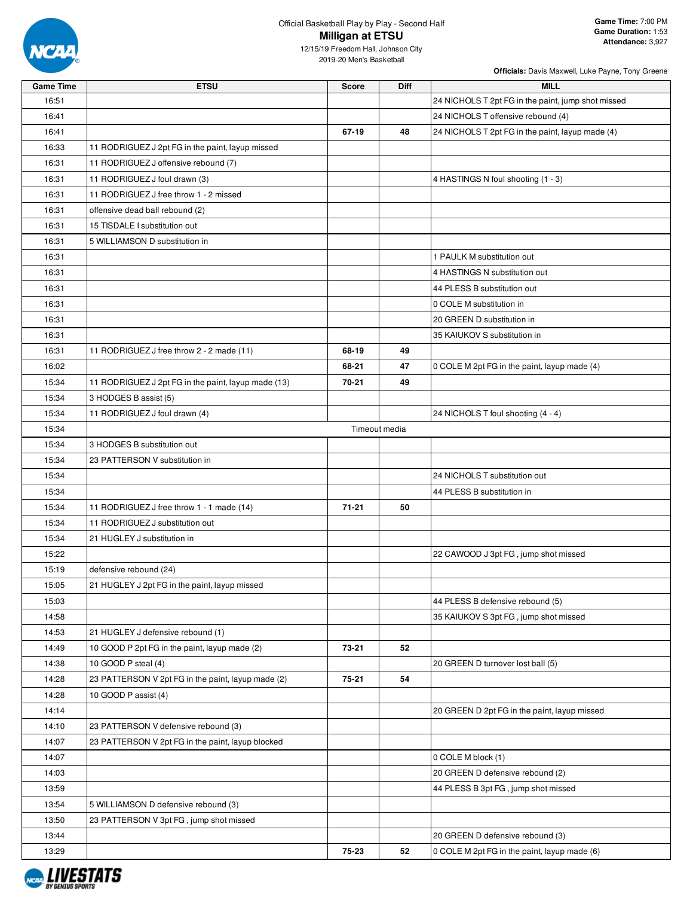Official Basketball Play by Play - Second Half

# Milligan at ETSU

12/15/19 Freedom Hall, Johnson City
2019-20 Men's Basketball

**Game Time:** 7:00 PM
**Game Duration:** 1:53
**Attendance:** 3,927

**Officials:** Davis Maxwell, Luke Payne, Tony Greene

| Game Time | ETSU | Score | Diff | MILL |
|---|---|---|---|---|
| 16:51 | | | | 24 NICHOLS T 2pt FG in the paint, jump shot missed |
| 16:41 | | | | 24 NICHOLS T offensive rebound (4) |
| 16:41 | | 67-19 | 48 | 24 NICHOLS T 2pt FG in the paint, layup made (4) |
| 16:33 | 11 RODRIGUEZ J 2pt FG in the paint, layup missed | | | |
| 16:31 | 11 RODRIGUEZ J offensive rebound (7) | | | |
| 16:31 | 11 RODRIGUEZ J foul drawn (3) | | | 4 HASTINGS N foul shooting (1 - 3) |
| 16:31 | 11 RODRIGUEZ J free throw 1 - 2 missed | | | |
| 16:31 | offensive dead ball rebound (2) | | | |
| 16:31 | 15 TISDALE I substitution out | | | |
| 16:31 | 5 WILLIAMSON D substitution in | | | |
| 16:31 | | | | 1 PAULK M substitution out |
| 16:31 | | | | 4 HASTINGS N substitution out |
| 16:31 | | | | 44 PLESS B substitution out |
| 16:31 | | | | 0 COLE M substitution in |
| 16:31 | | | | 20 GREEN D substitution in |
| 16:31 | | | | 35 KAIUKOV S substitution in |
| 16:31 | 11 RODRIGUEZ J free throw 2 - 2 made (11) | 68-19 | 49 | |
| 16:02 | | 68-21 | 47 | 0 COLE M 2pt FG in the paint, layup made (4) |
| 15:34 | 11 RODRIGUEZ J 2pt FG in the paint, layup made (13) | 70-21 | 49 | |
| 15:34 | 3 HODGES B assist (5) | | | |
| 15:34 | 11 RODRIGUEZ J foul drawn (4) | | | 24 NICHOLS T foul shooting (4 - 4) |
| 15:34 | | Timeout media | | |
| 15:34 | 3 HODGES B substitution out | | | |
| 15:34 | 23 PATTERSON V substitution in | | | |
| 15:34 | | | | 24 NICHOLS T substitution out |
| 15:34 | | | | 44 PLESS B substitution in |
| 15:34 | 11 RODRIGUEZ J free throw 1 - 1 made (14) | 71-21 | 50 | |
| 15:34 | 11 RODRIGUEZ J substitution out | | | |
| 15:34 | 21 HUGLEY J substitution in | | | |
| 15:22 | | | | 22 CAWOOD J 3pt FG , jump shot missed |
| 15:19 | defensive rebound (24) | | | |
| 15:05 | 21 HUGLEY J 2pt FG in the paint, layup missed | | | |
| 15:03 | | | | 44 PLESS B defensive rebound (5) |
| 14:58 | | | | 35 KAIUKOV S 3pt FG , jump shot missed |
| 14:53 | 21 HUGLEY J defensive rebound (1) | | | |
| 14:49 | 10 GOOD P 2pt FG in the paint, layup made (2) | 73-21 | 52 | |
| 14:38 | 10 GOOD P steal (4) | | | 20 GREEN D turnover lost ball (5) |
| 14:28 | 23 PATTERSON V 2pt FG in the paint, layup made (2) | 75-21 | 54 | |
| 14:28 | 10 GOOD P assist (4) | | | |
| 14:14 | | | | 20 GREEN D 2pt FG in the paint, layup missed |
| 14:10 | 23 PATTERSON V defensive rebound (3) | | | |
| 14:07 | 23 PATTERSON V 2pt FG in the paint, layup blocked | | | |
| 14:07 | | | | 0 COLE M block (1) |
| 14:03 | | | | 20 GREEN D defensive rebound (2) |
| 13:59 | | | | 44 PLESS B 3pt FG , jump shot missed |
| 13:54 | 5 WILLIAMSON D defensive rebound (3) | | | |
| 13:50 | 23 PATTERSON V 3pt FG , jump shot missed | | | |
| 13:44 | | | | 20 GREEN D defensive rebound (3) |
| 13:29 | | 75-23 | 52 | 0 COLE M 2pt FG in the paint, layup made (6) |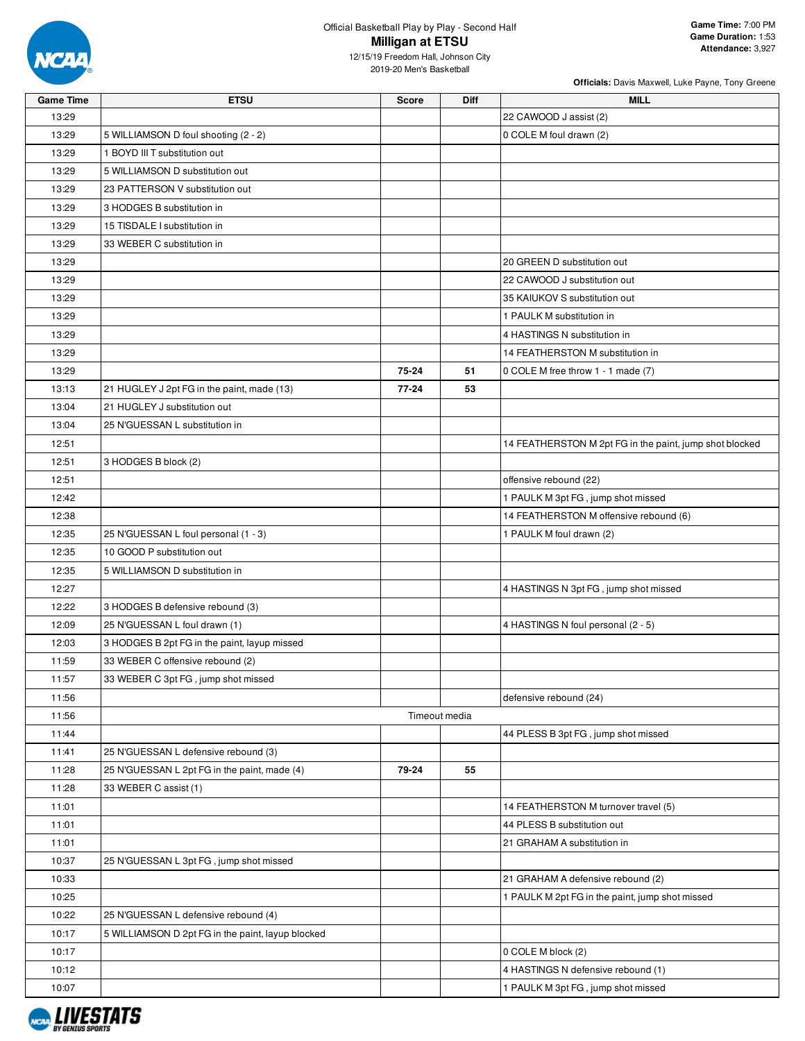Official Basketball Play by Play - Second Half

# Milligan at ETSU

12/15/19 Freedom Hall, Johnson City
2019-20 Men's Basketball

**Game Time:** 7:00 PM
**Game Duration:** 1:53
**Attendance:** 3,927

**Officials:** Davis Maxwell, Luke Payne, Tony Greene

| Game Time | ETSU | Score | Diff | MILL |
|---|---|---|---|---|
| 13:29 | | | | 22 CAWOOD J assist (2) |
| 13:29 | 5 WILLIAMSON D foul shooting (2 - 2) | | | 0 COLE M foul drawn (2) |
| 13:29 | 1 BOYD III T substitution out | | | |
| 13:29 | 5 WILLIAMSON D substitution out | | | |
| 13:29 | 23 PATTERSON V substitution out | | | |
| 13:29 | 3 HODGES B substitution in | | | |
| 13:29 | 15 TISDALE I substitution in | | | |
| 13:29 | 33 WEBER C substitution in | | | |
| 13:29 | | | | 20 GREEN D substitution out |
| 13:29 | | | | 22 CAWOOD J substitution out |
| 13:29 | | | | 35 KAIUKOV S substitution out |
| 13:29 | | | | 1 PAULK M substitution in |
| 13:29 | | | | 4 HASTINGS N substitution in |
| 13:29 | | | | 14 FEATHERSTON M substitution in |
| 13:29 | | 75-24 | 51 | 0 COLE M free throw 1 - 1 made (7) |
| 13:13 | 21 HUGLEY J 2pt FG in the paint, made (13) | 77-24 | 53 | |
| 13:04 | 21 HUGLEY J substitution out | | | |
| 13:04 | 25 N'GUESSAN L substitution in | | | |
| 12:51 | | | | 14 FEATHERSTON M 2pt FG in the paint, jump shot blocked |
| 12:51 | 3 HODGES B block (2) | | | |
| 12:51 | | | | offensive rebound (22) |
| 12:42 | | | | 1 PAULK M 3pt FG , jump shot missed |
| 12:38 | | | | 14 FEATHERSTON M offensive rebound (6) |
| 12:35 | 25 N'GUESSAN L foul personal (1 - 3) | | | 1 PAULK M foul drawn (2) |
| 12:35 | 10 GOOD P substitution out | | | |
| 12:35 | 5 WILLIAMSON D substitution in | | | |
| 12:27 | | | | 4 HASTINGS N 3pt FG , jump shot missed |
| 12:22 | 3 HODGES B defensive rebound (3) | | | |
| 12:09 | 25 N'GUESSAN L foul drawn (1) | | | 4 HASTINGS N foul personal (2 - 5) |
| 12:03 | 3 HODGES B 2pt FG in the paint, layup missed | | | |
| 11:59 | 33 WEBER C offensive rebound (2) | | | |
| 11:57 | 33 WEBER C 3pt FG , jump shot missed | | | |
| 11:56 | | | | defensive rebound (24) |
| 11:56 | Timeout media | | | |
| 11:44 | | | | 44 PLESS B 3pt FG , jump shot missed |
| 11:41 | 25 N'GUESSAN L defensive rebound (3) | | | |
| 11:28 | 25 N'GUESSAN L 2pt FG in the paint, made (4) | 79-24 | 55 | |
| 11:28 | 33 WEBER C assist (1) | | | |
| 11:01 | | | | 14 FEATHERSTON M turnover travel (5) |
| 11:01 | | | | 44 PLESS B substitution out |
| 11:01 | | | | 21 GRAHAM A substitution in |
| 10:37 | 25 N'GUESSAN L 3pt FG , jump shot missed | | | |
| 10:33 | | | | 21 GRAHAM A defensive rebound (2) |
| 10:25 | | | | 1 PAULK M 2pt FG in the paint, jump shot missed |
| 10:22 | 25 N'GUESSAN L defensive rebound (4) | | | |
| 10:17 | 5 WILLIAMSON D 2pt FG in the paint, layup blocked | | | |
| 10:17 | | | | 0 COLE M block (2) |
| 10:12 | | | | 4 HASTINGS N defensive rebound (1) |
| 10:07 | | | | 1 PAULK M 3pt FG , jump shot missed |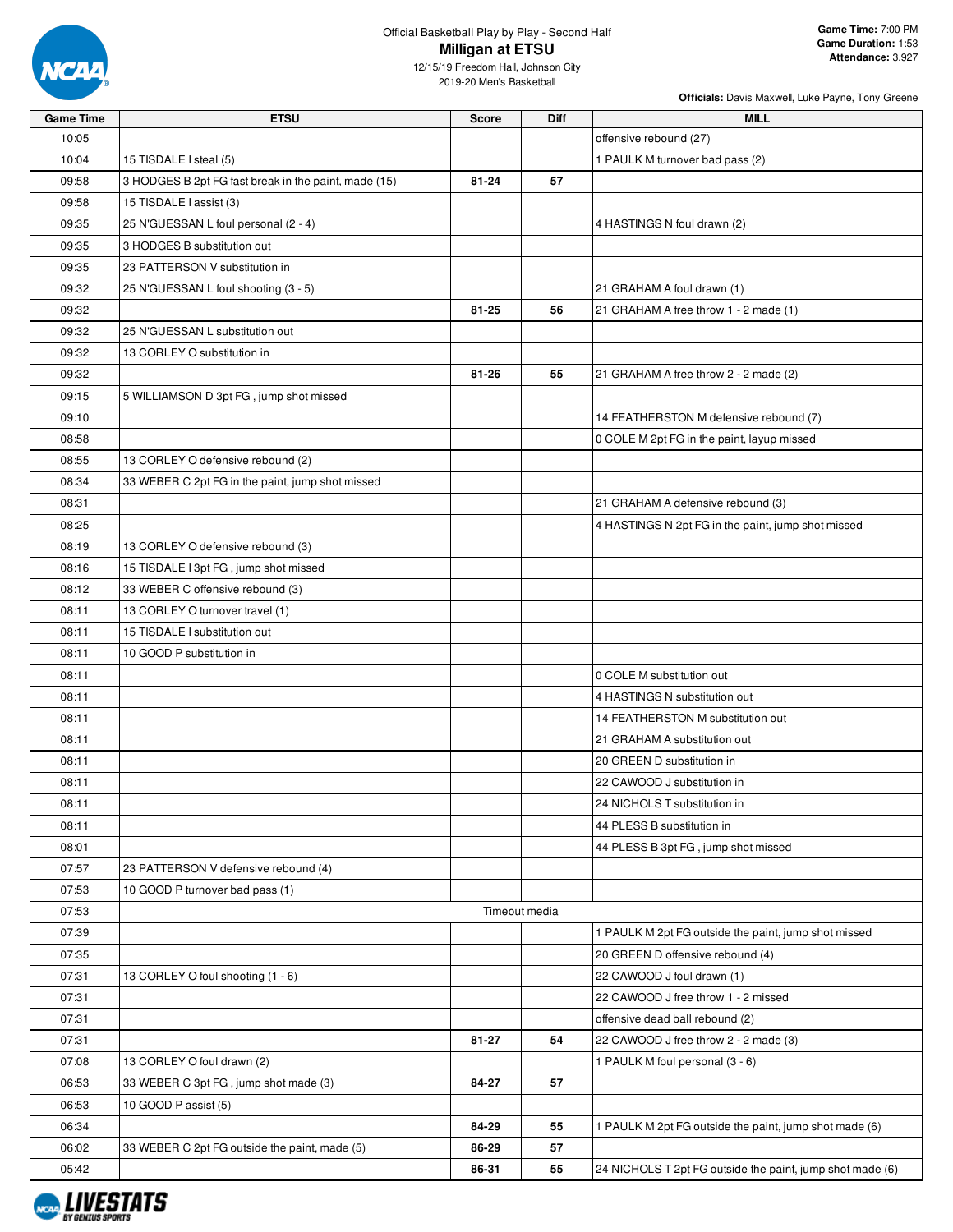Official Basketball Play by Play - Second Half

# Milligan at ETSU

12/15/19 Freedom Hall, Johnson City
2019-20 Men's Basketball

**Game Time:** 7:00 PM
**Game Duration:** 1:53
**Attendance:** 3,927

**Officials:** Davis Maxwell, Luke Payne, Tony Greene

| Game Time | ETSU | Score | Diff | MILL |
|---|---|---|---|---|
| 10:05 | | | | offensive rebound (27) |
| 10:04 | 15 TISDALE I steal (5) | | | 1 PAULK M turnover bad pass (2) |
| 09:58 | 3 HODGES B 2pt FG fast break in the paint, made (15) | 81-24 | 57 | |
| 09:58 | 15 TISDALE I assist (3) | | | |
| 09:35 | 25 N'GUESSAN L foul personal (2 - 4) | | | 4 HASTINGS N foul drawn (2) |
| 09:35 | 3 HODGES B substitution out | | | |
| 09:35 | 23 PATTERSON V substitution in | | | |
| 09:32 | 25 N'GUESSAN L foul shooting (3 - 5) | | | 21 GRAHAM A foul drawn (1) |
| 09:32 | | 81-25 | 56 | 21 GRAHAM A free throw 1 - 2 made (1) |
| 09:32 | 25 N'GUESSAN L substitution out | | | |
| 09:32 | 13 CORLEY O substitution in | | | |
| 09:32 | | 81-26 | 55 | 21 GRAHAM A free throw 2 - 2 made (2) |
| 09:15 | 5 WILLIAMSON D 3pt FG , jump shot missed | | | |
| 09:10 | | | | 14 FEATHERSTON M defensive rebound (7) |
| 08:58 | | | | 0 COLE M 2pt FG in the paint, layup missed |
| 08:55 | 13 CORLEY O defensive rebound (2) | | | |
| 08:34 | 33 WEBER C 2pt FG in the paint, jump shot missed | | | |
| 08:31 | | | | 21 GRAHAM A defensive rebound (3) |
| 08:25 | | | | 4 HASTINGS N 2pt FG in the paint, jump shot missed |
| 08:19 | 13 CORLEY O defensive rebound (3) | | | |
| 08:16 | 15 TISDALE I 3pt FG , jump shot missed | | | |
| 08:12 | 33 WEBER C offensive rebound (3) | | | |
| 08:11 | 13 CORLEY O turnover travel (1) | | | |
| 08:11 | 15 TISDALE I substitution out | | | |
| 08:11 | 10 GOOD P substitution in | | | |
| 08:11 | | | | 0 COLE M substitution out |
| 08:11 | | | | 4 HASTINGS N substitution out |
| 08:11 | | | | 14 FEATHERSTON M substitution out |
| 08:11 | | | | 21 GRAHAM A substitution out |
| 08:11 | | | | 20 GREEN D substitution in |
| 08:11 | | | | 22 CAWOOD J substitution in |
| 08:11 | | | | 24 NICHOLS T substitution in |
| 08:11 | | | | 44 PLESS B substitution in |
| 08:01 | | | | 44 PLESS B 3pt FG , jump shot missed |
| 07:57 | 23 PATTERSON V defensive rebound (4) | | | |
| 07:53 | 10 GOOD P turnover bad pass (1) | | | |
| 07:53 | Timeout media | | | |
| 07:39 | | | | 1 PAULK M 2pt FG outside the paint, jump shot missed |
| 07:35 | | | | 20 GREEN D offensive rebound (4) |
| 07:31 | 13 CORLEY O foul shooting (1 - 6) | | | 22 CAWOOD J foul drawn (1) |
| 07:31 | | | | 22 CAWOOD J free throw 1 - 2 missed |
| 07:31 | | | | offensive dead ball rebound (2) |
| 07:31 | | 81-27 | 54 | 22 CAWOOD J free throw 2 - 2 made (3) |
| 07:08 | 13 CORLEY O foul drawn (2) | | | 1 PAULK M foul personal (3 - 6) |
| 06:53 | 33 WEBER C 3pt FG , jump shot made (3) | 84-27 | 57 | |
| 06:53 | 10 GOOD P assist (5) | | | |
| 06:34 | | 84-29 | 55 | 1 PAULK M 2pt FG outside the paint, jump shot made (6) |
| 06:02 | 33 WEBER C 2pt FG outside the paint, made (5) | 86-29 | 57 | |
| 05:42 | | 86-31 | 55 | 24 NICHOLS T 2pt FG outside the paint, jump shot made (6) |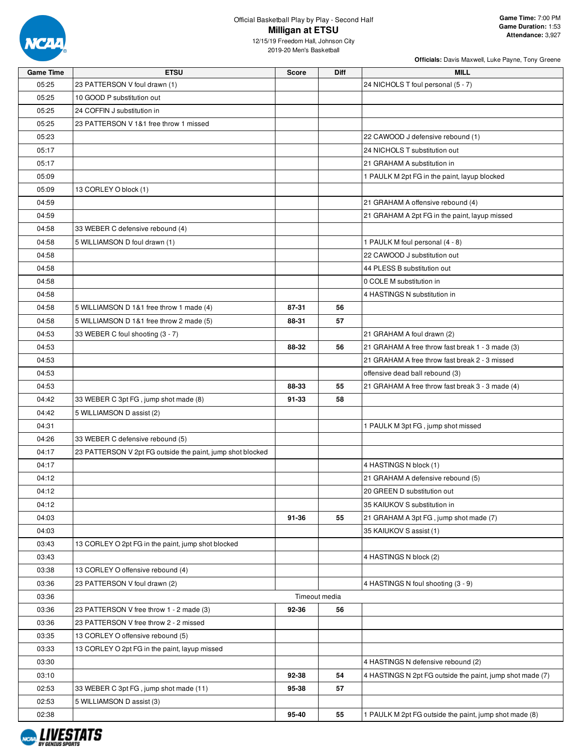Official Basketball Play by Play - Second Half

# Milligan at ETSU

12/15/19 Freedom Hall, Johnson City
2019-20 Men's Basketball

**Game Time:** 7:00 PM
**Game Duration:** 1:53
**Attendance:** 3,927

**Officials:** Davis Maxwell, Luke Payne, Tony Greene

| Game Time | ETSU | Score | Diff | MILL |
|---|---|---|---|---|
| 05:25 | 23 PATTERSON V foul drawn (1) | | | 24 NICHOLS T foul personal (5 - 7) |
| 05:25 | 10 GOOD P substitution out | | | |
| 05:25 | 24 COFFIN J substitution in | | | |
| 05:25 | 23 PATTERSON V 1&1 free throw 1 missed | | | |
| 05:23 | | | | 22 CAWOOD J defensive rebound (1) |
| 05:17 | | | | 24 NICHOLS T substitution out |
| 05:17 | | | | 21 GRAHAM A substitution in |
| 05:09 | | | | 1 PAULK M 2pt FG in the paint, layup blocked |
| 05:09 | 13 CORLEY O block (1) | | | |
| 04:59 | | | | 21 GRAHAM A offensive rebound (4) |
| 04:59 | | | | 21 GRAHAM A 2pt FG in the paint, layup missed |
| 04:58 | 33 WEBER C defensive rebound (4) | | | |
| 04:58 | 5 WILLIAMSON D foul drawn (1) | | | 1 PAULK M foul personal (4 - 8) |
| 04:58 | | | | 22 CAWOOD J substitution out |
| 04:58 | | | | 44 PLESS B substitution out |
| 04:58 | | | | 0 COLE M substitution in |
| 04:58 | | | | 4 HASTINGS N substitution in |
| 04:58 | 5 WILLIAMSON D 1&1 free throw 1 made (4) | 87-31 | 56 | |
| 04:58 | 5 WILLIAMSON D 1&1 free throw 2 made (5) | 88-31 | 57 | |
| 04:53 | 33 WEBER C foul shooting (3 - 7) | | | 21 GRAHAM A foul drawn (2) |
| 04:53 | | 88-32 | 56 | 21 GRAHAM A free throw fast break 1 - 3 made (3) |
| 04:53 | | | | 21 GRAHAM A free throw fast break 2 - 3 missed |
| 04:53 | | | | offensive dead ball rebound (3) |
| 04:53 | | 88-33 | 55 | 21 GRAHAM A free throw fast break 3 - 3 made (4) |
| 04:42 | 33 WEBER C 3pt FG , jump shot made (8) | 91-33 | 58 | |
| 04:42 | 5 WILLIAMSON D assist (2) | | | |
| 04:31 | | | | 1 PAULK M 3pt FG , jump shot missed |
| 04:26 | 33 WEBER C defensive rebound (5) | | | |
| 04:17 | 23 PATTERSON V 2pt FG outside the paint, jump shot blocked | | | |
| 04:17 | | | | 4 HASTINGS N block (1) |
| 04:12 | | | | 21 GRAHAM A defensive rebound (5) |
| 04:12 | | | | 20 GREEN D substitution out |
| 04:12 | | | | 35 KAIUKOV S substitution in |
| 04:03 | | 91-36 | 55 | 21 GRAHAM A 3pt FG , jump shot made (7) |
| 04:03 | | | | 35 KAIUKOV S assist (1) |
| 03:43 | 13 CORLEY O 2pt FG in the paint, jump shot blocked | | | |
| 03:43 | | | | 4 HASTINGS N block (2) |
| 03:38 | 13 CORLEY O offensive rebound (4) | | | |
| 03:36 | 23 PATTERSON V foul drawn (2) | | | 4 HASTINGS N foul shooting (3 - 9) |
| 03:36 | Timeout media | | | |
| 03:36 | 23 PATTERSON V free throw 1 - 2 made (3) | 92-36 | 56 | |
| 03:36 | 23 PATTERSON V free throw 2 - 2 missed | | | |
| 03:35 | 13 CORLEY O offensive rebound (5) | | | |
| 03:33 | 13 CORLEY O 2pt FG in the paint, layup missed | | | |
| 03:30 | | | | 4 HASTINGS N defensive rebound (2) |
| 03:10 | | 92-38 | 54 | 4 HASTINGS N 2pt FG outside the paint, jump shot made (7) |
| 02:53 | 33 WEBER C 3pt FG , jump shot made (11) | 95-38 | 57 | |
| 02:53 | 5 WILLIAMSON D assist (3) | | | |
| 02:38 | | 95-40 | 55 | 1 PAULK M 2pt FG outside the paint, jump shot made (8) |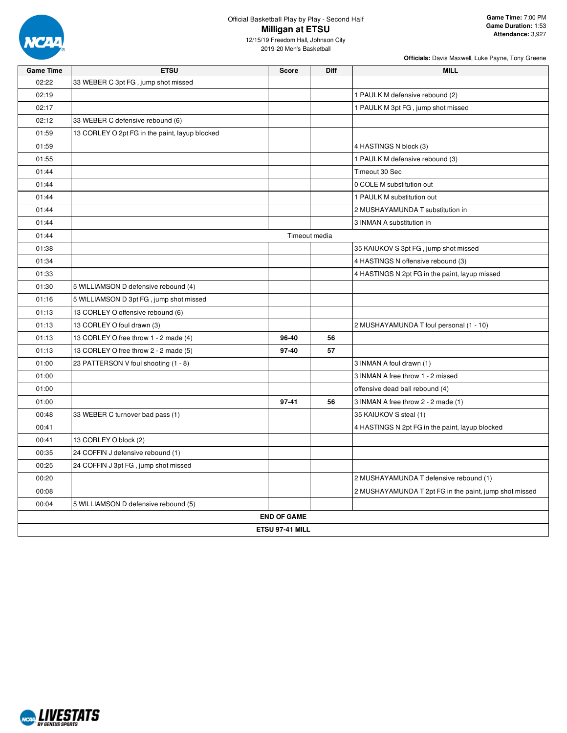Official Basketball Play by Play - Second Half

# Milligan at ETSU

12/15/19 Freedom Hall, Johnson City
2019-20 Men's Basketball

**Game Time:** 7:00 PM
**Game Duration:** 1:53
**Attendance:** 3,927

**Officials:** Davis Maxwell, Luke Payne, Tony Greene

| Game Time | ETSU | Score | Diff | MILL |
|---|---|---|---|---|
| 02:22 | 33 WEBER C 3pt FG , jump shot missed | | | |
| 02:19 | | | | 1 PAULK M defensive rebound (2) |
| 02:17 | | | | 1 PAULK M 3pt FG , jump shot missed |
| 02:12 | 33 WEBER C defensive rebound (6) | | | |
| 01:59 | 13 CORLEY O 2pt FG in the paint, layup blocked | | | |
| 01:59 | | | | 4 HASTINGS N block (3) |
| 01:55 | | | | 1 PAULK M defensive rebound (3) |
| 01:44 | | | | Timeout 30 Sec |
| 01:44 | | | | 0 COLE M substitution out |
| 01:44 | | | | 1 PAULK M substitution out |
| 01:44 | | | | 2 MUSHAYAMUNDA T substitution in |
| 01:44 | | | | 3 INMAN A substitution in |
| 01:44 | | Timeout media | | |
| 01:38 | | | | 35 KAIUKOV S 3pt FG , jump shot missed |
| 01:34 | | | | 4 HASTINGS N offensive rebound (3) |
| 01:33 | | | | 4 HASTINGS N 2pt FG in the paint, layup missed |
| 01:30 | 5 WILLIAMSON D defensive rebound (4) | | | |
| 01:16 | 5 WILLIAMSON D 3pt FG , jump shot missed | | | |
| 01:13 | 13 CORLEY O offensive rebound (6) | | | |
| 01:13 | 13 CORLEY O foul drawn (3) | | | 2 MUSHAYAMUNDA T foul personal (1 - 10) |
| 01:13 | 13 CORLEY O free throw 1 - 2 made (4) | 96-40 | 56 | |
| 01:13 | 13 CORLEY O free throw 2 - 2 made (5) | 97-40 | 57 | |
| 01:00 | 23 PATTERSON V foul shooting (1 - 8) | | | 3 INMAN A foul drawn (1) |
| 01:00 | | | | 3 INMAN A free throw 1 - 2 missed |
| 01:00 | | | | offensive dead ball rebound (4) |
| 01:00 | | 97-41 | 56 | 3 INMAN A free throw 2 - 2 made (1) |
| 00:48 | 33 WEBER C turnover bad pass (1) | | | 35 KAIUKOV S steal (1) |
| 00:41 | | | | 4 HASTINGS N 2pt FG in the paint, layup blocked |
| 00:41 | 13 CORLEY O block (2) | | | |
| 00:35 | 24 COFFIN J defensive rebound (1) | | | |
| 00:25 | 24 COFFIN J 3pt FG , jump shot missed | | | |
| 00:20 | | | | 2 MUSHAYAMUNDA T defensive rebound (1) |
| 00:08 | | | | 2 MUSHAYAMUNDA T 2pt FG in the paint, jump shot missed |
| 00:04 | 5 WILLIAMSON D defensive rebound (5) | | | |
| | **END OF GAME** | | | |
| | **ETSU 97-41 MILL** | | | |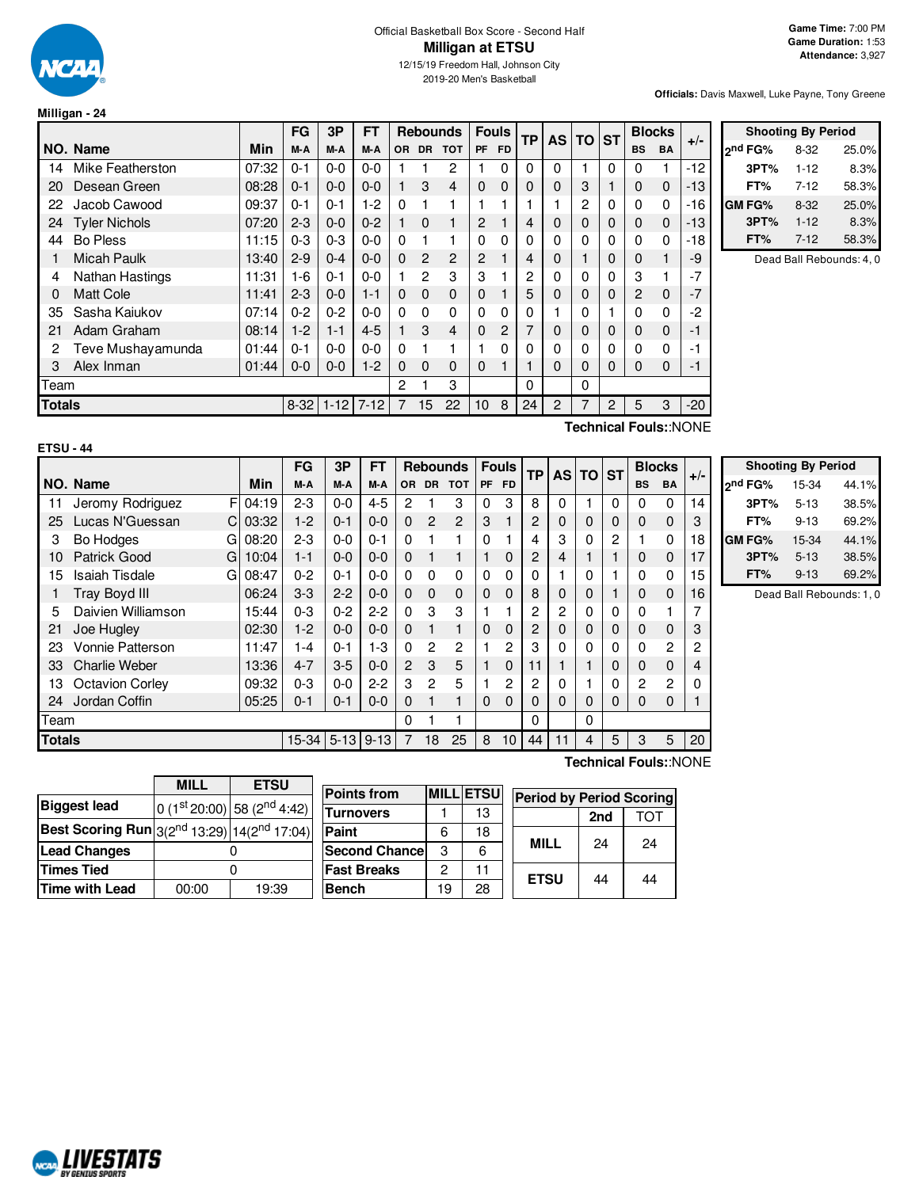Official Basketball Box Score - Second Half

# Milligan at ETSU

12/15/19 Freedom Hall, Johnson City
2019-20 Men's Basketball

**Game Time:** 7:00 PM
**Game Duration:** 1:53
**Attendance:** 3,927

**Officials:** Davis Maxwell, Luke Payne, Tony Greene

## Milligan - 24

| NO. | Name | Min | FG M-A | 3P M-A | FT M-A | Rebounds OR | DR | TOT | Fouls PF | FD | TP | AS | TO | ST | Blocks BS | BA | +/- |
|---|---|---|---|---|---|---|---|---|---|---|---|---|---|---|---|---|---|
| 14 | Mike Featherston | 07:32 | 0-1 | 0-0 | 0-0 | 1 | 1 | 2 | 1 | 0 | 0 | 0 | 1 | 0 | 0 | 1 | -12 |
| 20 | Desean Green | 08:28 | 0-1 | 0-0 | 0-0 | 1 | 3 | 4 | 0 | 0 | 0 | 0 | 3 | 1 | 0 | 0 | -13 |
| 22 | Jacob Cawood | 09:37 | 0-1 | 0-1 | 1-2 | 0 | 1 | 1 | 1 | 1 | 1 | 1 | 2 | 0 | 0 | 0 | -16 |
| 24 | Tyler Nichols | 07:20 | 2-3 | 0-0 | 0-2 | 1 | 0 | 1 | 2 | 1 | 4 | 0 | 0 | 0 | 0 | 0 | -13 |
| 44 | Bo Pless | 11:15 | 0-3 | 0-3 | 0-0 | 0 | 1 | 1 | 0 | 0 | 0 | 0 | 0 | 0 | 0 | 0 | -18 |
| 1 | Micah Paulk | 13:40 | 2-9 | 0-4 | 0-0 | 0 | 2 | 2 | 2 | 1 | 4 | 0 | 1 | 0 | 0 | 1 | -9 |
| 4 | Nathan Hastings | 11:31 | 1-6 | 0-1 | 0-0 | 1 | 2 | 3 | 3 | 1 | 2 | 0 | 0 | 0 | 3 | 1 | -7 |
| 0 | Matt Cole | 11:41 | 2-3 | 0-0 | 1-1 | 0 | 0 | 0 | 0 | 1 | 5 | 0 | 0 | 0 | 2 | 0 | -7 |
| 35 | Sasha Kaiukov | 07:14 | 0-2 | 0-2 | 0-0 | 0 | 0 | 0 | 0 | 0 | 0 | 1 | 0 | 1 | 0 | 0 | -2 |
| 21 | Adam Graham | 08:14 | 1-2 | 1-1 | 4-5 | 1 | 3 | 4 | 0 | 2 | 7 | 0 | 0 | 0 | 0 | 0 | -1 |
| 2 | Teve Mushayamunda | 01:44 | 0-1 | 0-0 | 0-0 | 0 | 1 | 1 | 1 | 0 | 0 | 0 | 0 | 0 | 0 | 0 | -1 |
| 3 | Alex Inman | 01:44 | 0-0 | 0-0 | 1-2 | 0 | 0 | 0 | 0 | 1 | 1 | 0 | 0 | 0 | 0 | 0 | -1 |
| | Team | | | | | 2 | 1 | 3 | | | 0 | | 0 | | | | |
| | **Totals** | | 8-32 | 1-12 | 7-12 | 7 | 15 | 22 | 10 | 8 | 24 | 2 | 7 | 2 | 5 | 3 | -20 |

**Technical Fouls::**NONE

| Shooting By Period | | |
|---|---|---|
| 2nd FG% | 8-32 | 25.0% |
| 3PT% | 1-12 | 8.3% |
| FT% | 7-12 | 58.3% |
| GM FG% | 8-32 | 25.0% |
| 3PT% | 1-12 | 8.3% |
| FT% | 7-12 | 58.3% |

Dead Ball Rebounds: 4, 0

## ETSU - 44

| NO. | Name | | Min | FG M-A | 3P M-A | FT M-A | Rebounds OR | DR | TOT | Fouls PF | FD | TP | AS | TO | ST | Blocks BS | BA | +/- |
|---|---|---|---|---|---|---|---|---|---|---|---|---|---|---|---|---|---|---|
| 11 | Jeromy Rodriguez | F | 04:19 | 2-3 | 0-0 | 4-5 | 2 | 1 | 3 | 0 | 3 | 8 | 0 | 1 | 0 | 0 | 0 | 14 |
| 25 | Lucas N'Guessan | C | 03:32 | 1-2 | 0-1 | 0-0 | 0 | 2 | 2 | 3 | 1 | 2 | 0 | 0 | 0 | 0 | 0 | 3 |
| 3 | Bo Hodges | G | 08:20 | 2-3 | 0-0 | 0-1 | 0 | 1 | 1 | 0 | 1 | 4 | 3 | 0 | 2 | 1 | 0 | 18 |
| 10 | Patrick Good | G | 10:04 | 1-1 | 0-0 | 0-0 | 0 | 1 | 1 | 1 | 0 | 2 | 4 | 1 | 1 | 0 | 0 | 17 |
| 15 | Isaiah Tisdale | G | 08:47 | 0-2 | 0-1 | 0-0 | 0 | 0 | 0 | 0 | 0 | 0 | 1 | 0 | 1 | 0 | 0 | 15 |
| 1 | Tray Boyd III | | 06:24 | 3-3 | 2-2 | 0-0 | 0 | 0 | 0 | 0 | 0 | 8 | 0 | 0 | 1 | 0 | 0 | 16 |
| 5 | Daivien Williamson | | 15:44 | 0-3 | 0-2 | 2-2 | 0 | 3 | 3 | 1 | 1 | 2 | 2 | 0 | 0 | 0 | 1 | 7 |
| 21 | Joe Hugley | | 02:30 | 1-2 | 0-0 | 0-0 | 0 | 1 | 1 | 0 | 0 | 2 | 0 | 0 | 0 | 0 | 0 | 3 |
| 23 | Vonnie Patterson | | 11:47 | 1-4 | 0-1 | 1-3 | 0 | 2 | 2 | 1 | 2 | 3 | 0 | 0 | 0 | 0 | 2 | 2 |
| 33 | Charlie Weber | | 13:36 | 4-7 | 3-5 | 0-0 | 2 | 3 | 5 | 1 | 0 | 11 | 1 | 1 | 0 | 0 | 0 | 4 |
| 13 | Octavion Corley | | 09:32 | 0-3 | 0-0 | 2-2 | 3 | 2 | 5 | 1 | 2 | 2 | 0 | 1 | 0 | 2 | 2 | 0 |
| 24 | Jordan Coffin | | 05:25 | 0-1 | 0-1 | 0-0 | 0 | 1 | 1 | 0 | 0 | 0 | 0 | 0 | 0 | 0 | 0 | 1 |
| | Team | | | | | | 0 | 1 | 1 | | | 0 | | 0 | | | | |
| | **Totals** | | | 15-34 | 5-13 | 9-13 | 7 | 18 | 25 | 8 | 10 | 44 | 11 | 4 | 5 | 3 | 5 | 20 |

**Technical Fouls::**NONE

| Shooting By Period | | |
|---|---|---|
| 2nd FG% | 15-34 | 44.1% |
| 3PT% | 5-13 | 38.5% |
| FT% | 9-13 | 69.2% |
| GM FG% | 15-34 | 44.1% |
| 3PT% | 5-13 | 38.5% |
| FT% | 9-13 | 69.2% |

Dead Ball Rebounds: 1, 0

| | MILL | ETSU |
|---|---|---|
| Biggest lead | 0 (1st 20:00) | 58 (2nd 4:42) |
| Best Scoring Run | 3(2nd 13:29) | 14(2nd 17:04) |
| Lead Changes | 0 | |
| Times Tied | 0 | |
| Time with Lead | 00:00 | 19:39 |

| Points from | MILL | ETSU |
|---|---|---|
| Turnovers | 1 | 13 |
| Paint | 6 | 18 |
| Second Chance | 3 | 6 |
| Fast Breaks | 2 | 11 |
| Bench | 19 | 28 |

| Period by Period Scoring | 2nd | TOT |
|---|---|---|
| MILL | 24 | 24 |
| ETSU | 44 | 44 |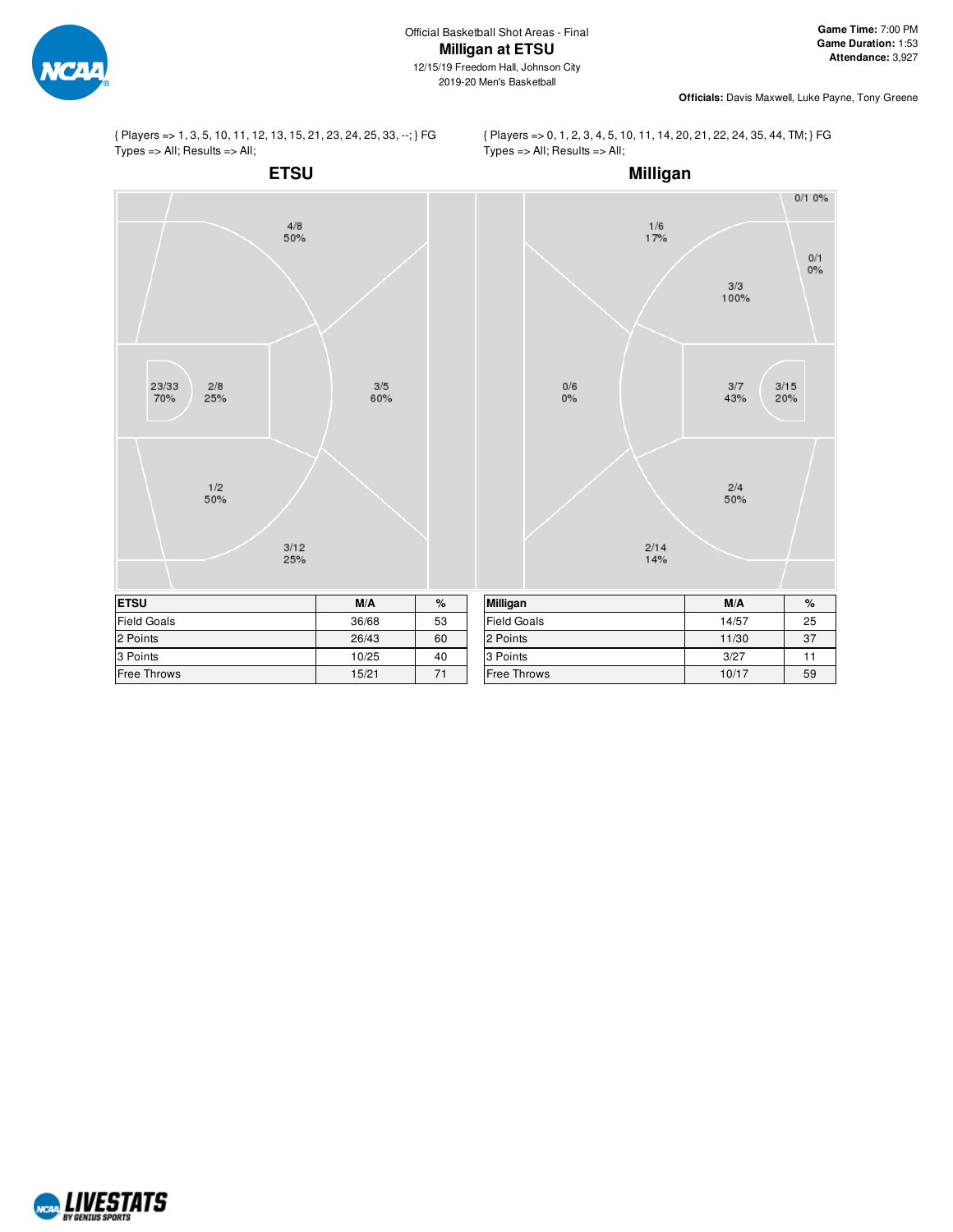Official Basketball Shot Areas - Final

# Milligan at ETSU

12/15/19 Freedom Hall, Johnson City
2019-20 Men's Basketball

**Game Time:** 7:00 PM
**Game Duration:** 1:53
**Attendance:** 3,927

**Officials:** Davis Maxwell, Luke Payne, Tony Greene

{ Players => 1, 3, 5, 10, 11, 12, 13, 15, 21, 23, 24, 25, 33, --; } FG Types => All; Results => All;

{ Players => 0, 1, 2, 3, 4, 5, 10, 11, 14, 20, 21, 22, 24, 35, 44, TM; } FG Types => All; Results => All;

## ETSU

4/8 50%
23/33 70%
2/8 25%
3/5 60%
1/2 50%
3/12 25%

## Milligan

0/1 0%
1/6 17%
0/1 0%
3/3 100%
0/6 0%
3/7 43%
3/15 20%
2/4 50%
2/14 14%

| ETSU | M/A | % |
|---|---|---|
| Field Goals | 36/68 | 53 |
| 2 Points | 26/43 | 60 |
| 3 Points | 10/25 | 40 |
| Free Throws | 15/21 | 71 |

| Milligan | M/A | % |
|---|---|---|
| Field Goals | 14/57 | 25 |
| 2 Points | 11/30 | 37 |
| 3 Points | 3/27 | 11 |
| Free Throws | 10/17 | 59 |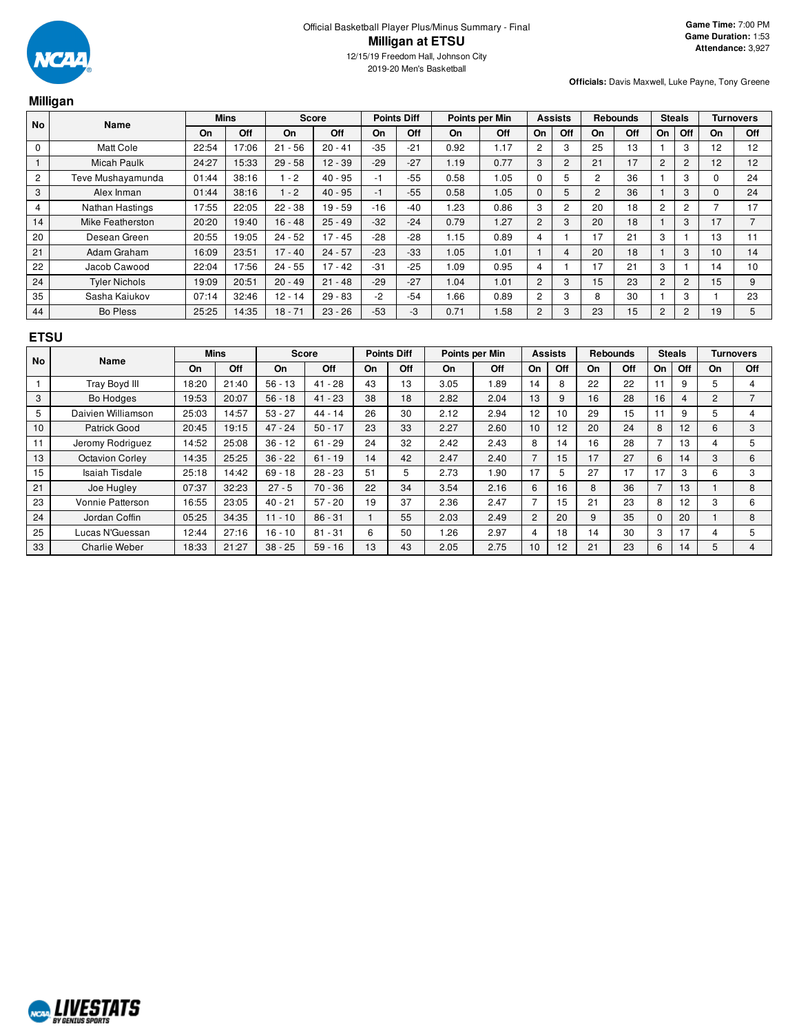Official Basketball Player Plus/Minus Summary - Final

# Milligan at ETSU

12/15/19 Freedom Hall, Johnson City

2019-20 Men's Basketball

**Game Time:** 7:00 PM
**Game Duration:** 1:53
**Attendance:** 3,927

**Officials:** Davis Maxwell, Luke Payne, Tony Greene

## Milligan

| No | Name | Mins | | Score | | Points Diff | | Points per Min | | Assists | | Rebounds | | Steals | | Turnovers | |
|---|---|---|---|---|---|---|---|---|---|---|---|---|---|---|---|---|---|
| | | On | Off | On | Off | On | Off | On | Off | On | Off | On | Off | On | Off | On | Off |
| 0 | Matt Cole | 22:54 | 17:06 | 21 - 56 | 20 - 41 | -35 | -21 | 0.92 | 1.17 | 2 | 3 | 25 | 13 | 1 | 3 | 12 | 12 |
| 1 | Micah Paulk | 24:27 | 15:33 | 29 - 58 | 12 - 39 | -29 | -27 | 1.19 | 0.77 | 3 | 2 | 21 | 17 | 2 | 2 | 12 | 12 |
| 2 | Teve Mushayamunda | 01:44 | 38:16 | 1 - 2 | 40 - 95 | -1 | -55 | 0.58 | 1.05 | 0 | 5 | 2 | 36 | 1 | 3 | 0 | 24 |
| 3 | Alex Inman | 01:44 | 38:16 | 1 - 2 | 40 - 95 | -1 | -55 | 0.58 | 1.05 | 0 | 5 | 2 | 36 | 1 | 3 | 0 | 24 |
| 4 | Nathan Hastings | 17:55 | 22:05 | 22 - 38 | 19 - 59 | -16 | -40 | 1.23 | 0.86 | 3 | 2 | 20 | 18 | 2 | 2 | 7 | 17 |
| 14 | Mike Featherston | 20:20 | 19:40 | 16 - 48 | 25 - 49 | -32 | -24 | 0.79 | 1.27 | 2 | 3 | 20 | 18 | 1 | 3 | 17 | 7 |
| 20 | Desean Green | 20:55 | 19:05 | 24 - 52 | 17 - 45 | -28 | -28 | 1.15 | 0.89 | 4 | 1 | 17 | 21 | 3 | 1 | 13 | 11 |
| 21 | Adam Graham | 16:09 | 23:51 | 17 - 40 | 24 - 57 | -23 | -33 | 1.05 | 1.01 | 1 | 4 | 20 | 18 | 1 | 3 | 10 | 14 |
| 22 | Jacob Cawood | 22:04 | 17:56 | 24 - 55 | 17 - 42 | -31 | -25 | 1.09 | 0.95 | 4 | 1 | 17 | 21 | 3 | 1 | 14 | 10 |
| 24 | Tyler Nichols | 19:09 | 20:51 | 20 - 49 | 21 - 48 | -29 | -27 | 1.04 | 1.01 | 2 | 3 | 15 | 23 | 2 | 2 | 15 | 9 |
| 35 | Sasha Kaiukov | 07:14 | 32:46 | 12 - 14 | 29 - 83 | -2 | -54 | 1.66 | 0.89 | 2 | 3 | 8 | 30 | 1 | 3 | 1 | 23 |
| 44 | Bo Pless | 25:25 | 14:35 | 18 - 71 | 23 - 26 | -53 | -3 | 0.71 | 1.58 | 2 | 3 | 23 | 15 | 2 | 2 | 19 | 5 |

## ETSU

| No | Name | Mins | | Score | | Points Diff | | Points per Min | | Assists | | Rebounds | | Steals | | Turnovers | |
|---|---|---|---|---|---|---|---|---|---|---|---|---|---|---|---|---|---|
| | | On | Off | On | Off | On | Off | On | Off | On | Off | On | Off | On | Off | On | Off |
| 1 | Tray Boyd III | 18:20 | 21:40 | 56 - 13 | 41 - 28 | 43 | 13 | 3.05 | 1.89 | 14 | 8 | 22 | 22 | 11 | 9 | 5 | 4 |
| 3 | Bo Hodges | 19:53 | 20:07 | 56 - 18 | 41 - 23 | 38 | 18 | 2.82 | 2.04 | 13 | 9 | 16 | 28 | 16 | 4 | 2 | 7 |
| 5 | Daivien Williamson | 25:03 | 14:57 | 53 - 27 | 44 - 14 | 26 | 30 | 2.12 | 2.94 | 12 | 10 | 29 | 15 | 11 | 9 | 5 | 4 |
| 10 | Patrick Good | 20:45 | 19:15 | 47 - 24 | 50 - 17 | 23 | 33 | 2.27 | 2.60 | 10 | 12 | 20 | 24 | 8 | 12 | 6 | 3 |
| 11 | Jeromy Rodriguez | 14:52 | 25:08 | 36 - 12 | 61 - 29 | 24 | 32 | 2.42 | 2.43 | 8 | 14 | 16 | 28 | 7 | 13 | 4 | 5 |
| 13 | Octavion Corley | 14:35 | 25:25 | 36 - 22 | 61 - 19 | 14 | 42 | 2.47 | 2.40 | 7 | 15 | 17 | 27 | 6 | 14 | 3 | 6 |
| 15 | Isaiah Tisdale | 25:18 | 14:42 | 69 - 18 | 28 - 23 | 51 | 5 | 2.73 | 1.90 | 17 | 5 | 27 | 17 | 17 | 3 | 6 | 3 |
| 21 | Joe Hugley | 07:37 | 32:23 | 27 - 5 | 70 - 36 | 22 | 34 | 3.54 | 2.16 | 6 | 16 | 8 | 36 | 7 | 13 | 1 | 8 |
| 23 | Vonnie Patterson | 16:55 | 23:05 | 40 - 21 | 57 - 20 | 19 | 37 | 2.36 | 2.47 | 7 | 15 | 21 | 23 | 8 | 12 | 3 | 6 |
| 24 | Jordan Coffin | 05:25 | 34:35 | 11 - 10 | 86 - 31 | 1 | 55 | 2.03 | 2.49 | 2 | 20 | 9 | 35 | 0 | 20 | 1 | 8 |
| 25 | Lucas N'Guessan | 12:44 | 27:16 | 16 - 10 | 81 - 31 | 6 | 50 | 1.26 | 2.97 | 4 | 18 | 14 | 30 | 3 | 17 | 4 | 5 |
| 33 | Charlie Weber | 18:33 | 21:27 | 38 - 25 | 59 - 16 | 13 | 43 | 2.05 | 2.75 | 10 | 12 | 21 | 23 | 6 | 14 | 5 | 4 |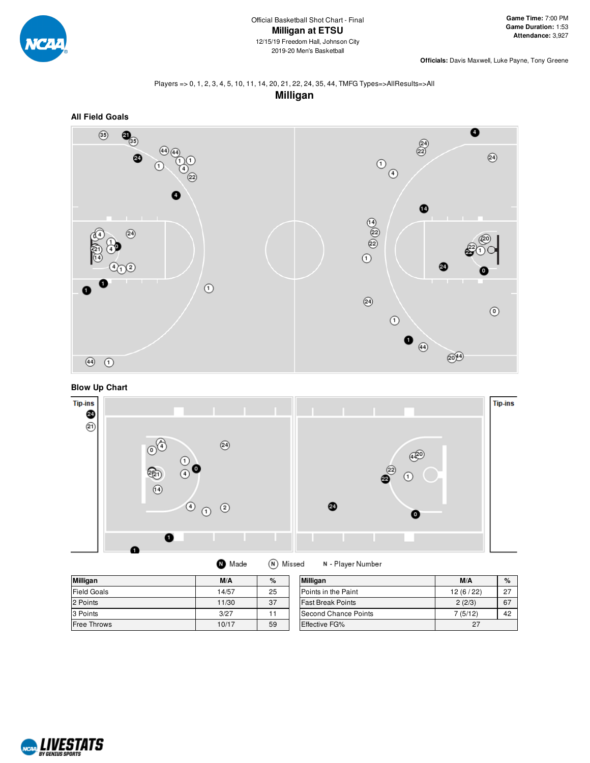Official Basketball Shot Chart - Final

# Milligan at ETSU

12/15/19 Freedom Hall, Johnson City
2019-20 Men's Basketball

**Game Time:** 7:00 PM
**Game Duration:** 1:53
**Attendance:** 3,927

**Officials:** Davis Maxwell, Luke Payne, Tony Greene

Players => 0, 1, 2, 3, 4, 5, 10, 11, 14, 20, 21, 22, 24, 35, 44, TMFG Types=>AllResults=>All

## Milligan

### All Field Goals

### Blow Up Chart

Tip-ins

Tip-ins

Made   Missed   N - Player Number

| Milligan | M/A | % |
|---|---|---|
| Field Goals | 14/57 | 25 |
| 2 Points | 11/30 | 37 |
| 3 Points | 3/27 | 11 |
| Free Throws | 10/17 | 59 |

| Milligan | M/A | % |
|---|---|---|
| Points in the Paint | 12 (6 / 22) | 27 |
| Fast Break Points | 2 (2/3) | 67 |
| Second Chance Points | 7 (5/12) | 42 |
| Effective FG% | 27 | |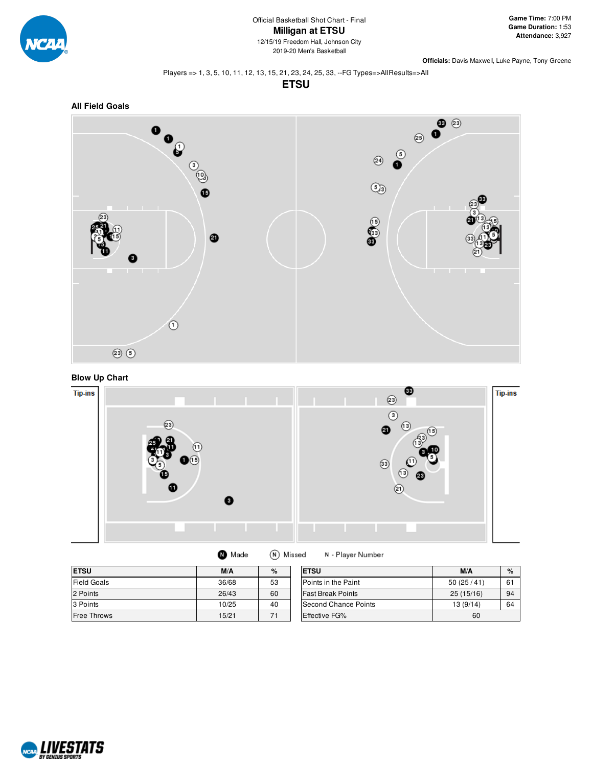Official Basketball Shot Chart - Final

# Milligan at ETSU

12/15/19 Freedom Hall, Johnson City

2019-20 Men's Basketball

**Game Time:** 7:00 PM
**Game Duration:** 1:53
**Attendance:** 3,927

**Officials:** Davis Maxwell, Luke Payne, Tony Greene

Players => 1, 3, 5, 10, 11, 12, 13, 15, 21, 23, 24, 25, 33, --FG Types=>AllResults=>All

## ETSU

### All Field Goals

### Blow Up Chart

Tip-ins

Tip-ins

Made | Missed | N - Player Number

| ETSU | M/A | % |
|---|---|---|
| Field Goals | 36/68 | 53 |
| 2 Points | 26/43 | 60 |
| 3 Points | 10/25 | 40 |
| Free Throws | 15/21 | 71 |

| ETSU | M/A | % |
|---|---|---|
| Points in the Paint | 50 (25 / 41) | 61 |
| Fast Break Points | 25 (15/16) | 94 |
| Second Chance Points | 13 (9/14) | 64 |
| Effective FG% | 60 | |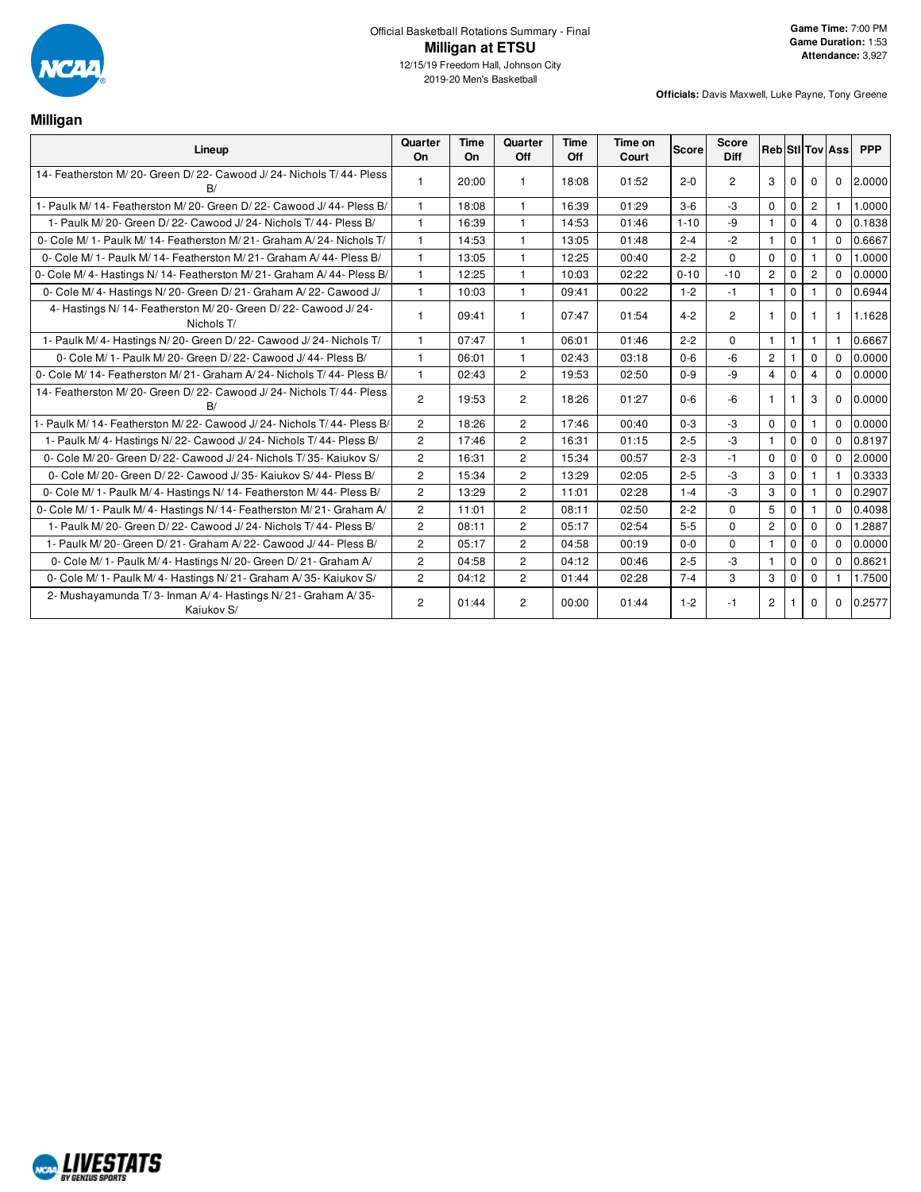Official Basketball Rotations Summary - Final

# Milligan at ETSU

12/15/19 Freedom Hall, Johnson City
2019-20 Men's Basketball

**Game Time:** 7:00 PM
**Game Duration:** 1:53
**Attendance:** 3,927

**Officials:** Davis Maxwell, Luke Payne, Tony Greene

## Milligan

| Lineup | Quarter On | Time On | Quarter Off | Time Off | Time on Court | Score | Score Diff | Reb | Stl | Tov | Ass | PPP |
|---|---|---|---|---|---|---|---|---|---|---|---|---|
| 14- Featherston M/ 20- Green D/ 22- Cawood J/ 24- Nichols T/ 44- Pless B/ | 1 | 20:00 | 1 | 18:08 | 01:52 | 2-0 | 2 | 3 | 0 | 0 | 0 | 2.0000 |
| 1- Paulk M/ 14- Featherston M/ 20- Green D/ 22- Cawood J/ 44- Pless B/ | 1 | 18:08 | 1 | 16:39 | 01:29 | 3-6 | -3 | 0 | 0 | 2 | 1 | 1.0000 |
| 1- Paulk M/ 20- Green D/ 22- Cawood J/ 24- Nichols T/ 44- Pless B/ | 1 | 16:39 | 1 | 14:53 | 01:46 | 1-10 | -9 | 1 | 0 | 4 | 0 | 0.1838 |
| 0- Cole M/ 1- Paulk M/ 14- Featherston M/ 21- Graham A/ 24- Nichols T/ | 1 | 14:53 | 1 | 13:05 | 01:48 | 2-4 | -2 | 1 | 0 | 1 | 0 | 0.6667 |
| 0- Cole M/ 1- Paulk M/ 14- Featherston M/ 21- Graham A/ 44- Pless B/ | 1 | 13:05 | 1 | 12:25 | 00:40 | 2-2 | 0 | 0 | 0 | 1 | 0 | 1.0000 |
| 0- Cole M/ 4- Hastings N/ 14- Featherston M/ 21- Graham A/ 44- Pless B/ | 1 | 12:25 | 1 | 10:03 | 02:22 | 0-10 | -10 | 2 | 0 | 2 | 0 | 0.0000 |
| 0- Cole M/ 4- Hastings N/ 20- Green D/ 21- Graham A/ 22- Cawood J/ | 1 | 10:03 | 1 | 09:41 | 00:22 | 1-2 | -1 | 1 | 0 | 1 | 0 | 0.6944 |
| 4- Hastings N/ 14- Featherston M/ 20- Green D/ 22- Cawood J/ 24- Nichols T/ | 1 | 09:41 | 1 | 07:47 | 01:54 | 4-2 | 2 | 1 | 0 | 1 | 1 | 1.1628 |
| 1- Paulk M/ 4- Hastings N/ 20- Green D/ 22- Cawood J/ 24- Nichols T/ | 1 | 07:47 | 1 | 06:01 | 01:46 | 2-2 | 0 | 1 | 1 | 1 | 1 | 0.6667 |
| 0- Cole M/ 1- Paulk M/ 20- Green D/ 22- Cawood J/ 44- Pless B/ | 1 | 06:01 | 1 | 02:43 | 03:18 | 0-6 | -6 | 2 | 1 | 0 | 0 | 0.0000 |
| 0- Cole M/ 14- Featherston M/ 21- Graham A/ 24- Nichols T/ 44- Pless B/ | 1 | 02:43 | 2 | 19:53 | 02:50 | 0-9 | -9 | 4 | 0 | 4 | 0 | 0.0000 |
| 14- Featherston M/ 20- Green D/ 22- Cawood J/ 24- Nichols T/ 44- Pless B/ | 2 | 19:53 | 2 | 18:26 | 01:27 | 0-6 | -6 | 1 | 1 | 3 | 0 | 0.0000 |
| 1- Paulk M/ 14- Featherston M/ 22- Cawood J/ 24- Nichols T/ 44- Pless B/ | 2 | 18:26 | 2 | 17:46 | 00:40 | 0-3 | -3 | 0 | 0 | 1 | 0 | 0.0000 |
| 1- Paulk M/ 4- Hastings N/ 22- Cawood J/ 24- Nichols T/ 44- Pless B/ | 2 | 17:46 | 2 | 16:31 | 01:15 | 2-5 | -3 | 1 | 0 | 0 | 0 | 0.8197 |
| 0- Cole M/ 20- Green D/ 22- Cawood J/ 24- Nichols T/ 35- Kaiukov S/ | 2 | 16:31 | 2 | 15:34 | 00:57 | 2-3 | -1 | 0 | 0 | 0 | 0 | 2.0000 |
| 0- Cole M/ 20- Green D/ 22- Cawood J/ 35- Kaiukov S/ 44- Pless B/ | 2 | 15:34 | 2 | 13:29 | 02:05 | 2-5 | -3 | 3 | 0 | 1 | 1 | 0.3333 |
| 0- Cole M/ 1- Paulk M/ 4- Hastings N/ 14- Featherston M/ 44- Pless B/ | 2 | 13:29 | 2 | 11:01 | 02:28 | 1-4 | -3 | 3 | 0 | 1 | 0 | 0.2907 |
| 0- Cole M/ 1- Paulk M/ 4- Hastings N/ 14- Featherston M/ 21- Graham A/ | 2 | 11:01 | 2 | 08:11 | 02:50 | 2-2 | 0 | 5 | 0 | 1 | 0 | 0.4098 |
| 1- Paulk M/ 20- Green D/ 22- Cawood J/ 24- Nichols T/ 44- Pless B/ | 2 | 08:11 | 2 | 05:17 | 02:54 | 5-5 | 0 | 2 | 0 | 0 | 0 | 1.2887 |
| 1- Paulk M/ 20- Green D/ 21- Graham A/ 22- Cawood J/ 44- Pless B/ | 2 | 05:17 | 2 | 04:58 | 00:19 | 0-0 | 0 | 1 | 0 | 0 | 0 | 0.0000 |
| 0- Cole M/ 1- Paulk M/ 4- Hastings N/ 20- Green D/ 21- Graham A/ | 2 | 04:58 | 2 | 04:12 | 00:46 | 2-5 | -3 | 1 | 0 | 0 | 0 | 0.8621 |
| 0- Cole M/ 1- Paulk M/ 4- Hastings N/ 21- Graham A/ 35- Kaiukov S/ | 2 | 04:12 | 2 | 01:44 | 02:28 | 7-4 | 3 | 3 | 0 | 0 | 1 | 1.7500 |
| 2- Mushayamunda T/ 3- Inman A/ 4- Hastings N/ 21- Graham A/ 35- Kaiukov S/ | 2 | 01:44 | 2 | 00:00 | 01:44 | 1-2 | -1 | 2 | 1 | 0 | 0 | 0.2577 |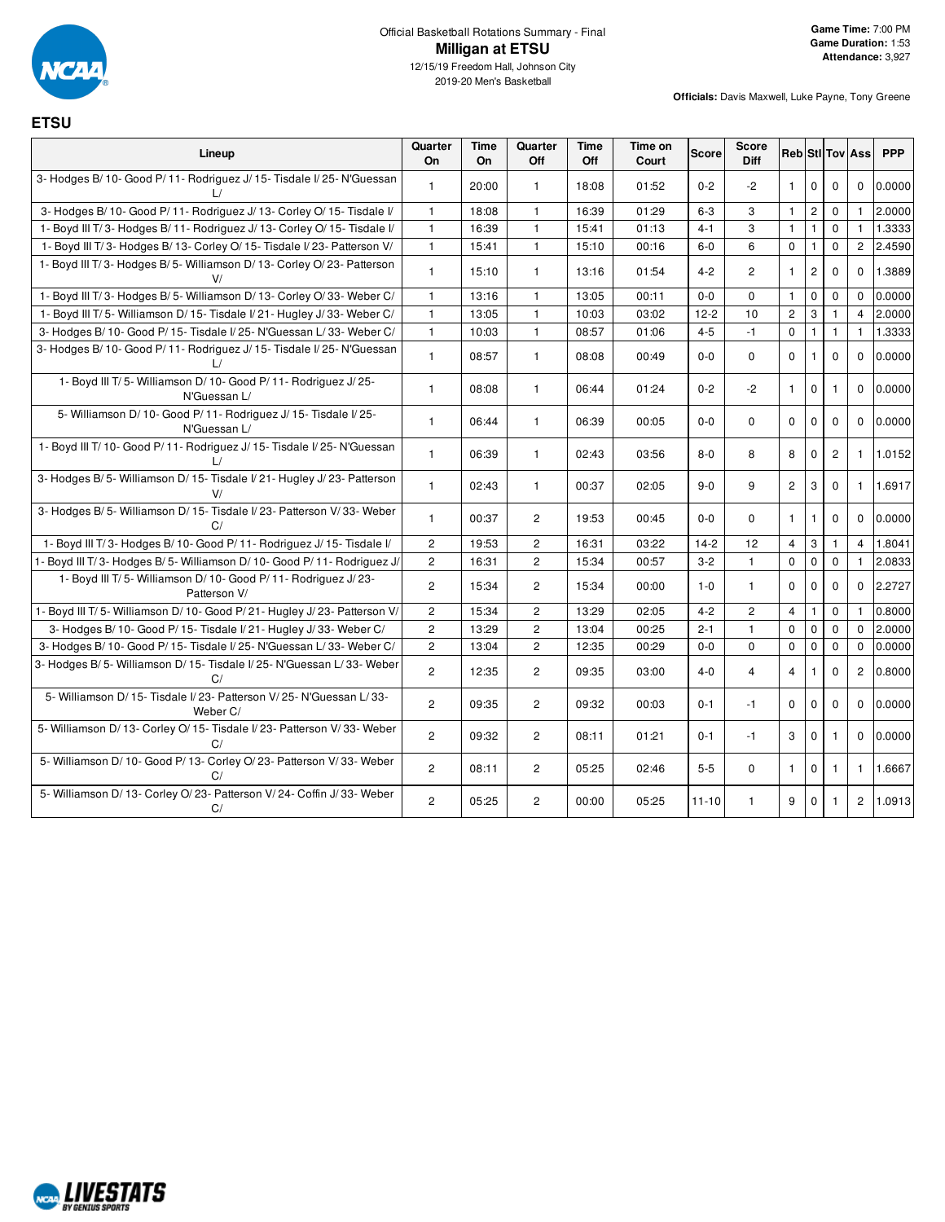Official Basketball Rotations Summary - Final

# Milligan at ETSU

12/15/19 Freedom Hall, Johnson City
2019-20 Men's Basketball

**Game Time:** 7:00 PM
**Game Duration:** 1:53
**Attendance:** 3,927

**Officials:** Davis Maxwell, Luke Payne, Tony Greene

## ETSU

| Lineup | Quarter On | Time On | Quarter Off | Time Off | Time on Court | Score | Score Diff | Reb | Stl | Tov | Ass | PPP |
|---|---|---|---|---|---|---|---|---|---|---|---|---|
| 3- Hodges B/ 10- Good P/ 11- Rodriguez J/ 15- Tisdale I/ 25- N'Guessan L/ | 1 | 20:00 | 1 | 18:08 | 01:52 | 0-2 | -2 | 1 | 0 | 0 | 0 | 0.0000 |
| 3- Hodges B/ 10- Good P/ 11- Rodriguez J/ 13- Corley O/ 15- Tisdale I/ | 1 | 18:08 | 1 | 16:39 | 01:29 | 6-3 | 3 | 1 | 2 | 0 | 1 | 2.0000 |
| 1- Boyd III T/ 3- Hodges B/ 11- Rodriguez J/ 13- Corley O/ 15- Tisdale I/ | 1 | 16:39 | 1 | 15:41 | 01:13 | 4-1 | 3 | 1 | 1 | 0 | 1 | 1.3333 |
| 1- Boyd III T/ 3- Hodges B/ 13- Corley O/ 15- Tisdale I/ 23- Patterson V/ | 1 | 15:41 | 1 | 15:10 | 00:16 | 6-0 | 6 | 0 | 1 | 0 | 2 | 2.4590 |
| 1- Boyd III T/ 3- Hodges B/ 5- Williamson D/ 13- Corley O/ 23- Patterson V/ | 1 | 15:10 | 1 | 13:16 | 01:54 | 4-2 | 2 | 1 | 2 | 0 | 0 | 1.3889 |
| 1- Boyd III T/ 3- Hodges B/ 5- Williamson D/ 13- Corley O/ 33- Weber C/ | 1 | 13:16 | 1 | 13:05 | 00:11 | 0-0 | 0 | 1 | 0 | 0 | 0 | 0.0000 |
| 1- Boyd III T/ 5- Williamson D/ 15- Tisdale I/ 21- Hugley J/ 33- Weber C/ | 1 | 13:05 | 1 | 10:03 | 03:02 | 12-2 | 10 | 2 | 3 | 1 | 4 | 2.0000 |
| 3- Hodges B/ 10- Good P/ 15- Tisdale I/ 25- N'Guessan L/ 33- Weber C/ | 1 | 10:03 | 1 | 08:57 | 01:06 | 4-5 | -1 | 0 | 1 | 1 | 1 | 1.3333 |
| 3- Hodges B/ 10- Good P/ 11- Rodriguez J/ 15- Tisdale I/ 25- N'Guessan L/ | 1 | 08:57 | 1 | 08:08 | 00:49 | 0-0 | 0 | 0 | 1 | 0 | 0 | 0.0000 |
| 1- Boyd III T/ 5- Williamson D/ 10- Good P/ 11- Rodriguez J/ 25- N'Guessan L/ | 1 | 08:08 | 1 | 06:44 | 01:24 | 0-2 | -2 | 1 | 0 | 1 | 0 | 0.0000 |
| 5- Williamson D/ 10- Good P/ 11- Rodriguez J/ 15- Tisdale I/ 25- N'Guessan L/ | 1 | 06:44 | 1 | 06:39 | 00:05 | 0-0 | 0 | 0 | 0 | 0 | 0 | 0.0000 |
| 1- Boyd III T/ 10- Good P/ 11- Rodriguez J/ 15- Tisdale I/ 25- N'Guessan L/ | 1 | 06:39 | 1 | 02:43 | 03:56 | 8-0 | 8 | 8 | 0 | 2 | 1 | 1.0152 |
| 3- Hodges B/ 5- Williamson D/ 15- Tisdale I/ 21- Hugley J/ 23- Patterson V/ | 1 | 02:43 | 1 | 00:37 | 02:05 | 9-0 | 9 | 2 | 3 | 0 | 1 | 1.6917 |
| 3- Hodges B/ 5- Williamson D/ 15- Tisdale I/ 23- Patterson V/ 33- Weber C/ | 1 | 00:37 | 2 | 19:53 | 00:45 | 0-0 | 0 | 1 | 1 | 0 | 0 | 0.0000 |
| 1- Boyd III T/ 3- Hodges B/ 10- Good P/ 11- Rodriguez J/ 15- Tisdale I/ | 2 | 19:53 | 2 | 16:31 | 03:22 | 14-2 | 12 | 4 | 3 | 1 | 4 | 1.8041 |
| 1- Boyd III T/ 3- Hodges B/ 5- Williamson D/ 10- Good P/ 11- Rodriguez J/ | 2 | 16:31 | 2 | 15:34 | 00:57 | 3-2 | 1 | 0 | 0 | 0 | 1 | 2.0833 |
| 1- Boyd III T/ 5- Williamson D/ 10- Good P/ 11- Rodriguez J/ 23- Patterson V/ | 2 | 15:34 | 2 | 15:34 | 00:00 | 1-0 | 1 | 0 | 0 | 0 | 0 | 2.2727 |
| 1- Boyd III T/ 5- Williamson D/ 10- Good P/ 21- Hugley J/ 23- Patterson V/ | 2 | 15:34 | 2 | 13:29 | 02:05 | 4-2 | 2 | 4 | 1 | 0 | 1 | 0.8000 |
| 3- Hodges B/ 10- Good P/ 15- Tisdale I/ 21- Hugley J/ 33- Weber C/ | 2 | 13:29 | 2 | 13:04 | 00:25 | 2-1 | 1 | 0 | 0 | 0 | 0 | 2.0000 |
| 3- Hodges B/ 10- Good P/ 15- Tisdale I/ 25- N'Guessan L/ 33- Weber C/ | 2 | 13:04 | 2 | 12:35 | 00:29 | 0-0 | 0 | 0 | 0 | 0 | 0 | 0.0000 |
| 3- Hodges B/ 5- Williamson D/ 15- Tisdale I/ 25- N'Guessan L/ 33- Weber C/ | 2 | 12:35 | 2 | 09:35 | 03:00 | 4-0 | 4 | 4 | 1 | 0 | 2 | 0.8000 |
| 5- Williamson D/ 15- Tisdale I/ 23- Patterson V/ 25- N'Guessan L/ 33- Weber C/ | 2 | 09:35 | 2 | 09:32 | 00:03 | 0-1 | -1 | 0 | 0 | 0 | 0 | 0.0000 |
| 5- Williamson D/ 13- Corley O/ 15- Tisdale I/ 23- Patterson V/ 33- Weber C/ | 2 | 09:32 | 2 | 08:11 | 01:21 | 0-1 | -1 | 3 | 0 | 1 | 0 | 0.0000 |
| 5- Williamson D/ 10- Good P/ 13- Corley O/ 23- Patterson V/ 33- Weber C/ | 2 | 08:11 | 2 | 05:25 | 02:46 | 5-5 | 0 | 1 | 0 | 1 | 1 | 1.6667 |
| 5- Williamson D/ 13- Corley O/ 23- Patterson V/ 24- Coffin J/ 33- Weber C/ | 2 | 05:25 | 2 | 00:00 | 05:25 | 11-10 | 1 | 9 | 0 | 1 | 2 | 1.0913 |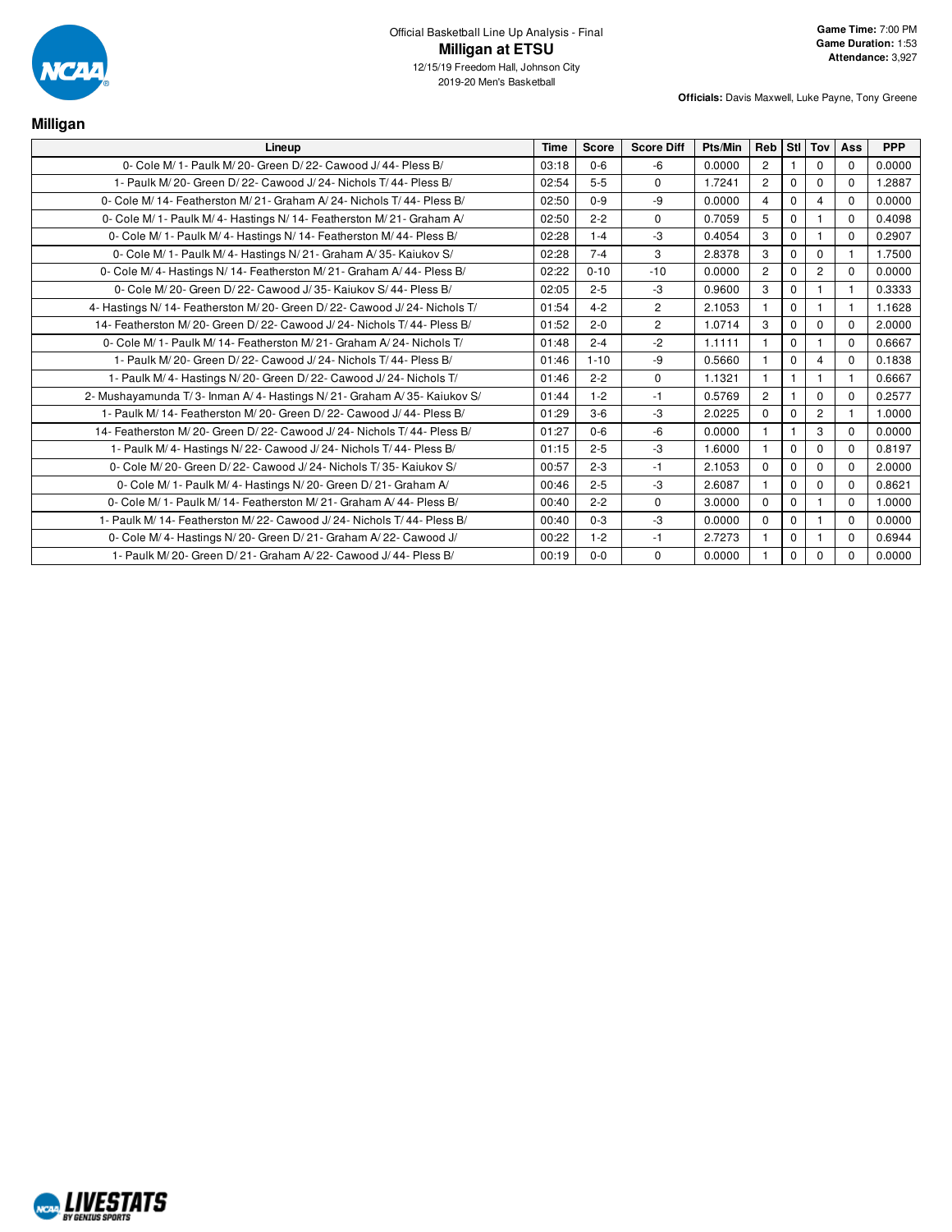Official Basketball Line Up Analysis - Final

# Milligan at ETSU

12/15/19 Freedom Hall, Johnson City

2019-20 Men's Basketball

**Game Time:** 7:00 PM
**Game Duration:** 1:53
**Attendance:** 3,927

**Officials:** Davis Maxwell, Luke Payne, Tony Greene

## Milligan

| Lineup | Time | Score | Score Diff | Pts/Min | Reb | Stl | Tov | Ass | PPP |
|---|---|---|---|---|---|---|---|---|---|
| 0- Cole M/ 1- Paulk M/ 20- Green D/ 22- Cawood J/ 44- Pless B/ | 03:18 | 0-6 | -6 | 0.0000 | 2 | 1 | 0 | 0 | 0.0000 |
| 1- Paulk M/ 20- Green D/ 22- Cawood J/ 24- Nichols T/ 44- Pless B/ | 02:54 | 5-5 | 0 | 1.7241 | 2 | 0 | 0 | 0 | 1.2887 |
| 0- Cole M/ 14- Featherston M/ 21- Graham A/ 24- Nichols T/ 44- Pless B/ | 02:50 | 0-9 | -9 | 0.0000 | 4 | 0 | 4 | 0 | 0.0000 |
| 0- Cole M/ 1- Paulk M/ 4- Hastings N/ 14- Featherston M/ 21- Graham A/ | 02:50 | 2-2 | 0 | 0.7059 | 5 | 0 | 1 | 0 | 0.4098 |
| 0- Cole M/ 1- Paulk M/ 4- Hastings N/ 14- Featherston M/ 44- Pless B/ | 02:28 | 1-4 | -3 | 0.4054 | 3 | 0 | 1 | 0 | 0.2907 |
| 0- Cole M/ 1- Paulk M/ 4- Hastings N/ 21- Graham A/ 35- Kaiukov S/ | 02:28 | 7-4 | 3 | 2.8378 | 3 | 0 | 0 | 1 | 1.7500 |
| 0- Cole M/ 4- Hastings N/ 14- Featherston M/ 21- Graham A/ 44- Pless B/ | 02:22 | 0-10 | -10 | 0.0000 | 2 | 0 | 2 | 0 | 0.0000 |
| 0- Cole M/ 20- Green D/ 22- Cawood J/ 35- Kaiukov S/ 44- Pless B/ | 02:05 | 2-5 | -3 | 0.9600 | 3 | 0 | 1 | 1 | 0.3333 |
| 4- Hastings N/ 14- Featherston M/ 20- Green D/ 22- Cawood J/ 24- Nichols T/ | 01:54 | 4-2 | 2 | 2.1053 | 1 | 0 | 1 | 1 | 1.1628 |
| 14- Featherston M/ 20- Green D/ 22- Cawood J/ 24- Nichols T/ 44- Pless B/ | 01:52 | 2-0 | 2 | 1.0714 | 3 | 0 | 0 | 0 | 2.0000 |
| 0- Cole M/ 1- Paulk M/ 14- Featherston M/ 21- Graham A/ 24- Nichols T/ | 01:48 | 2-4 | -2 | 1.1111 | 1 | 0 | 1 | 0 | 0.6667 |
| 1- Paulk M/ 20- Green D/ 22- Cawood J/ 24- Nichols T/ 44- Pless B/ | 01:46 | 1-10 | -9 | 0.5660 | 1 | 0 | 4 | 0 | 0.1838 |
| 1- Paulk M/ 4- Hastings N/ 20- Green D/ 22- Cawood J/ 24- Nichols T/ | 01:46 | 2-2 | 0 | 1.1321 | 1 | 1 | 1 | 1 | 0.6667 |
| 2- Mushayamunda T/ 3- Inman A/ 4- Hastings N/ 21- Graham A/ 35- Kaiukov S/ | 01:44 | 1-2 | -1 | 0.5769 | 2 | 1 | 0 | 0 | 0.2577 |
| 1- Paulk M/ 14- Featherston M/ 20- Green D/ 22- Cawood J/ 44- Pless B/ | 01:29 | 3-6 | -3 | 2.0225 | 0 | 0 | 2 | 1 | 1.0000 |
| 14- Featherston M/ 20- Green D/ 22- Cawood J/ 24- Nichols T/ 44- Pless B/ | 01:27 | 0-6 | -6 | 0.0000 | 1 | 1 | 3 | 0 | 0.0000 |
| 1- Paulk M/ 4- Hastings N/ 22- Cawood J/ 24- Nichols T/ 44- Pless B/ | 01:15 | 2-5 | -3 | 1.6000 | 1 | 0 | 0 | 0 | 0.8197 |
| 0- Cole M/ 20- Green D/ 22- Cawood J/ 24- Nichols T/ 35- Kaiukov S/ | 00:57 | 2-3 | -1 | 2.1053 | 0 | 0 | 0 | 0 | 2.0000 |
| 0- Cole M/ 1- Paulk M/ 4- Hastings N/ 20- Green D/ 21- Graham A/ | 00:46 | 2-5 | -3 | 2.6087 | 1 | 0 | 0 | 0 | 0.8621 |
| 0- Cole M/ 1- Paulk M/ 14- Featherston M/ 21- Graham A/ 44- Pless B/ | 00:40 | 2-2 | 0 | 3.0000 | 0 | 0 | 1 | 0 | 1.0000 |
| 1- Paulk M/ 14- Featherston M/ 22- Cawood J/ 24- Nichols T/ 44- Pless B/ | 00:40 | 0-3 | -3 | 0.0000 | 0 | 0 | 1 | 0 | 0.0000 |
| 0- Cole M/ 4- Hastings N/ 20- Green D/ 21- Graham A/ 22- Cawood J/ | 00:22 | 1-2 | -1 | 2.7273 | 1 | 0 | 1 | 0 | 0.6944 |
| 1- Paulk M/ 20- Green D/ 21- Graham A/ 22- Cawood J/ 44- Pless B/ | 00:19 | 0-0 | 0 | 0.0000 | 1 | 0 | 0 | 0 | 0.0000 |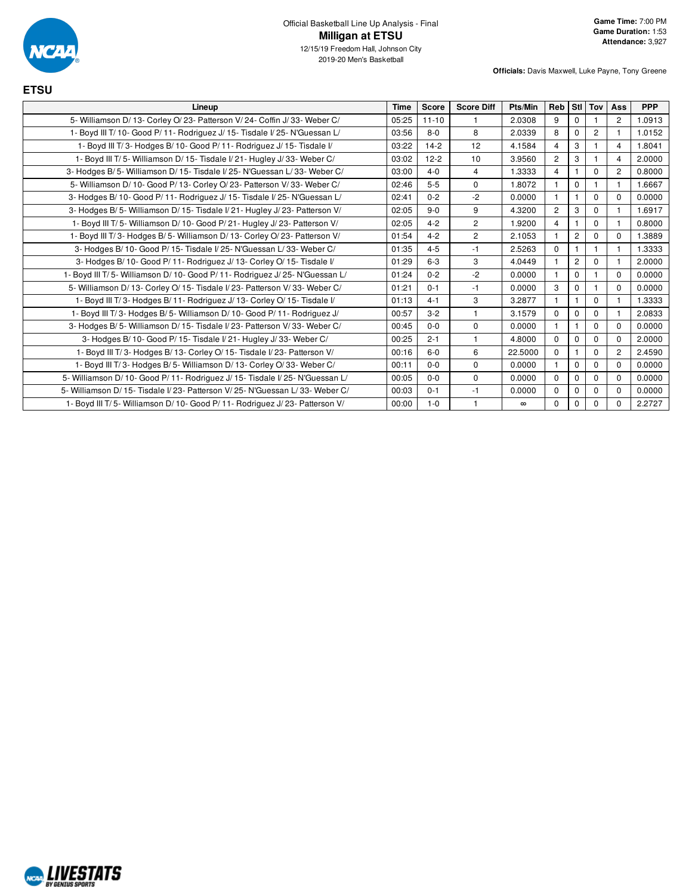Official Basketball Line Up Analysis - Final

# Milligan at ETSU

12/15/19 Freedom Hall, Johnson City
2019-20 Men's Basketball

**Game Time:** 7:00 PM
**Game Duration:** 1:53
**Attendance:** 3,927

**Officials:** Davis Maxwell, Luke Payne, Tony Greene

## ETSU

| Lineup | Time | Score | Score Diff | Pts/Min | Reb | Stl | Tov | Ass | PPP |
|---|---|---|---|---|---|---|---|---|---|
| 5- Williamson D/ 13- Corley O/ 23- Patterson V/ 24- Coffin J/ 33- Weber C/ | 05:25 | 11-10 | 1 | 2.0308 | 9 | 0 | 1 | 2 | 1.0913 |
| 1- Boyd III T/ 10- Good P/ 11- Rodriguez J/ 15- Tisdale I/ 25- N'Guessan L/ | 03:56 | 8-0 | 8 | 2.0339 | 8 | 0 | 2 | 1 | 1.0152 |
| 1- Boyd III T/ 3- Hodges B/ 10- Good P/ 11- Rodriguez J/ 15- Tisdale I/ | 03:22 | 14-2 | 12 | 4.1584 | 4 | 3 | 1 | 4 | 1.8041 |
| 1- Boyd III T/ 5- Williamson D/ 15- Tisdale I/ 21- Hugley J/ 33- Weber C/ | 03:02 | 12-2 | 10 | 3.9560 | 2 | 3 | 1 | 4 | 2.0000 |
| 3- Hodges B/ 5- Williamson D/ 15- Tisdale I/ 25- N'Guessan L/ 33- Weber C/ | 03:00 | 4-0 | 4 | 1.3333 | 4 | 1 | 0 | 2 | 0.8000 |
| 5- Williamson D/ 10- Good P/ 13- Corley O/ 23- Patterson V/ 33- Weber C/ | 02:46 | 5-5 | 0 | 1.8072 | 1 | 0 | 1 | 1 | 1.6667 |
| 3- Hodges B/ 10- Good P/ 11- Rodriguez J/ 15- Tisdale I/ 25- N'Guessan L/ | 02:41 | 0-2 | -2 | 0.0000 | 1 | 1 | 0 | 0 | 0.0000 |
| 3- Hodges B/ 5- Williamson D/ 15- Tisdale I/ 21- Hugley J/ 23- Patterson V/ | 02:05 | 9-0 | 9 | 4.3200 | 2 | 3 | 0 | 1 | 1.6917 |
| 1- Boyd III T/ 5- Williamson D/ 10- Good P/ 21- Hugley J/ 23- Patterson V/ | 02:05 | 4-2 | 2 | 1.9200 | 4 | 1 | 0 | 1 | 0.8000 |
| 1- Boyd III T/ 3- Hodges B/ 5- Williamson D/ 13- Corley O/ 23- Patterson V/ | 01:54 | 4-2 | 2 | 2.1053 | 1 | 2 | 0 | 0 | 1.3889 |
| 3- Hodges B/ 10- Good P/ 15- Tisdale I/ 25- N'Guessan L/ 33- Weber C/ | 01:35 | 4-5 | -1 | 2.5263 | 0 | 1 | 1 | 1 | 1.3333 |
| 3- Hodges B/ 10- Good P/ 11- Rodriguez J/ 13- Corley O/ 15- Tisdale I/ | 01:29 | 6-3 | 3 | 4.0449 | 1 | 2 | 0 | 1 | 2.0000 |
| 1- Boyd III T/ 5- Williamson D/ 10- Good P/ 11- Rodriguez J/ 25- N'Guessan L/ | 01:24 | 0-2 | -2 | 0.0000 | 1 | 0 | 1 | 0 | 0.0000 |
| 5- Williamson D/ 13- Corley O/ 15- Tisdale I/ 23- Patterson V/ 33- Weber C/ | 01:21 | 0-1 | -1 | 0.0000 | 3 | 0 | 1 | 0 | 0.0000 |
| 1- Boyd III T/ 3- Hodges B/ 11- Rodriguez J/ 13- Corley O/ 15- Tisdale I/ | 01:13 | 4-1 | 3 | 3.2877 | 1 | 1 | 0 | 1 | 1.3333 |
| 1- Boyd III T/ 3- Hodges B/ 5- Williamson D/ 10- Good P/ 11- Rodriguez J/ | 00:57 | 3-2 | 1 | 3.1579 | 0 | 0 | 0 | 1 | 2.0833 |
| 3- Hodges B/ 5- Williamson D/ 15- Tisdale I/ 23- Patterson V/ 33- Weber C/ | 00:45 | 0-0 | 0 | 0.0000 | 1 | 1 | 0 | 0 | 0.0000 |
| 3- Hodges B/ 10- Good P/ 15- Tisdale I/ 21- Hugley J/ 33- Weber C/ | 00:25 | 2-1 | 1 | 4.8000 | 0 | 0 | 0 | 0 | 2.0000 |
| 1- Boyd III T/ 3- Hodges B/ 13- Corley O/ 15- Tisdale I/ 23- Patterson V/ | 00:16 | 6-0 | 6 | 22.5000 | 0 | 1 | 0 | 2 | 2.4590 |
| 1- Boyd III T/ 3- Hodges B/ 5- Williamson D/ 13- Corley O/ 33- Weber C/ | 00:11 | 0-0 | 0 | 0.0000 | 1 | 0 | 0 | 0 | 0.0000 |
| 5- Williamson D/ 10- Good P/ 11- Rodriguez J/ 15- Tisdale I/ 25- N'Guessan L/ | 00:05 | 0-0 | 0 | 0.0000 | 0 | 0 | 0 | 0 | 0.0000 |
| 5- Williamson D/ 15- Tisdale I/ 23- Patterson V/ 25- N'Guessan L/ 33- Weber C/ | 00:03 | 0-1 | -1 | 0.0000 | 0 | 0 | 0 | 0 | 0.0000 |
| 1- Boyd III T/ 5- Williamson D/ 10- Good P/ 11- Rodriguez J/ 23- Patterson V/ | 00:00 | 1-0 | 1 | ∞ | 0 | 0 | 0 | 0 | 2.2727 |